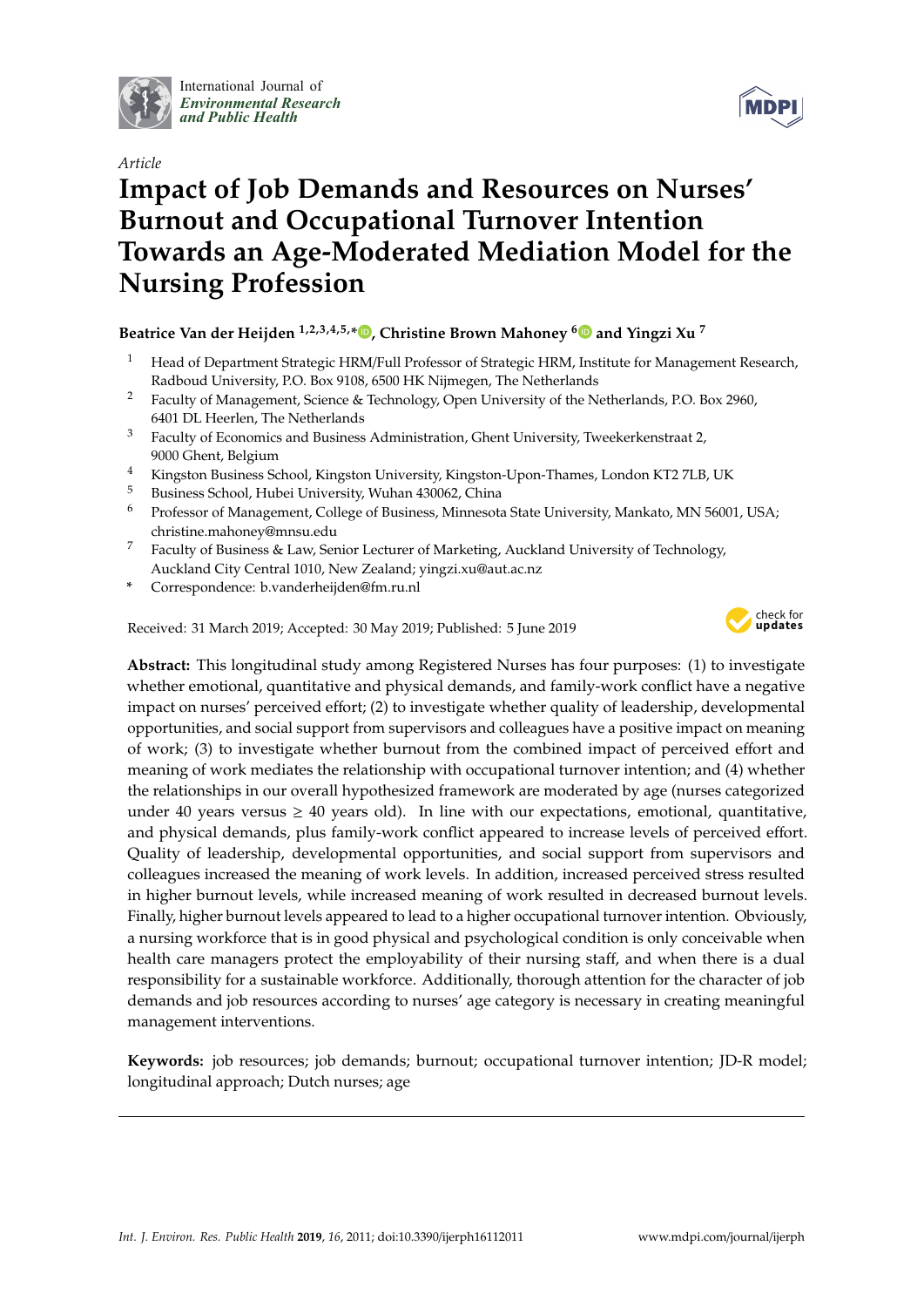International Journal of *Environmental Research and Public Health*

*Article*

# Impact of Job Demands and Resources on Nurses' Burnout and Occupational Turnover Intention Towards an Age-Moderated Mediation Model for the Nursing Profession

**Beatrice Van der Heijden [1,2,3,4,5,*], Christine Brown Mahoney [6] and Yingzi Xu [7]**

1. Head of Department Strategic HRM/Full Professor of Strategic HRM, Institute for Management Research, Radboud University, P.O. Box 9108, 6500 HK Nijmegen, The Netherlands
2. Faculty of Management, Science & Technology, Open University of the Netherlands, P.O. Box 2960, 6401 DL Heerlen, The Netherlands
3. Faculty of Economics and Business Administration, Ghent University, Tweekerkenstraat 2, 9000 Ghent, Belgium
4. Kingston Business School, Kingston University, Kingston-Upon-Thames, London KT2 7LB, UK
5. Business School, Hubei University, Wuhan 430062, China
6. Professor of Management, College of Business, Minnesota State University, Mankato, MN 56001, USA; christine.mahoney@mnsu.edu
7. Faculty of Business & Law, Senior Lecturer of Marketing, Auckland University of Technology, Auckland City Central 1010, New Zealand; yingzi.xu@aut.ac.nz

\* Correspondence: b.vanderheijden@fm.ru.nl

Received: 31 March 2019; Accepted: 30 May 2019; Published: 5 June 2019

**Abstract:** This longitudinal study among Registered Nurses has four purposes: (1) to investigate whether emotional, quantitative and physical demands, and family-work conflict have a negative impact on nurses' perceived effort; (2) to investigate whether quality of leadership, developmental opportunities, and social support from supervisors and colleagues have a positive impact on meaning of work; (3) to investigate whether burnout from the combined impact of perceived effort and meaning of work mediates the relationship with occupational turnover intention; and (4) whether the relationships in our overall hypothesized framework are moderated by age (nurses categorized under 40 years versus $\geq$ 40 years old). In line with our expectations, emotional, quantitative, and physical demands, plus family-work conflict appeared to increase levels of perceived effort. Quality of leadership, developmental opportunities, and social support from supervisors and colleagues increased the meaning of work levels. In addition, increased perceived stress resulted in higher burnout levels, while increased meaning of work resulted in decreased burnout levels. Finally, higher burnout levels appeared to lead to a higher occupational turnover intention. Obviously, a nursing workforce that is in good physical and psychological condition is only conceivable when health care managers protect the employability of their nursing staff, and when there is a dual responsibility for a sustainable workforce. Additionally, thorough attention for the character of job demands and job resources according to nurses' age category is necessary in creating meaningful management interventions.

**Keywords:** job resources; job demands; burnout; occupational turnover intention; JD-R model; longitudinal approach; Dutch nurses; age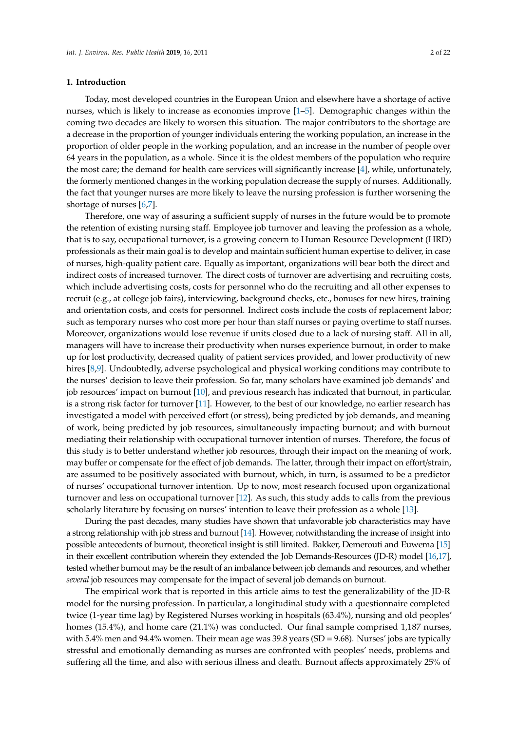## 1. Introduction

Today, most developed countries in the European Union and elsewhere have a shortage of active nurses, which is likely to increase as economies improve [1–5]. Demographic changes within the coming two decades are likely to worsen this situation. The major contributors to the shortage are a decrease in the proportion of younger individuals entering the working population, an increase in the proportion of older people in the working population, and an increase in the number of people over 64 years in the population, as a whole. Since it is the oldest members of the population who require the most care; the demand for health care services will significantly increase [4], while, unfortunately, the formerly mentioned changes in the working population decrease the supply of nurses. Additionally, the fact that younger nurses are more likely to leave the nursing profession is further worsening the shortage of nurses [6,7].

Therefore, one way of assuring a sufficient supply of nurses in the future would be to promote the retention of existing nursing staff. Employee job turnover and leaving the profession as a whole, that is to say, occupational turnover, is a growing concern to Human Resource Development (HRD) professionals as their main goal is to develop and maintain sufficient human expertise to deliver, in case of nurses, high-quality patient care. Equally as important, organizations will bear both the direct and indirect costs of increased turnover. The direct costs of turnover are advertising and recruiting costs, which include advertising costs, costs for personnel who do the recruiting and all other expenses to recruit (e.g., at college job fairs), interviewing, background checks, etc., bonuses for new hires, training and orientation costs, and costs for personnel. Indirect costs include the costs of replacement labor; such as temporary nurses who cost more per hour than staff nurses or paying overtime to staff nurses. Moreover, organizations would lose revenue if units closed due to a lack of nursing staff. All in all, managers will have to increase their productivity when nurses experience burnout, in order to make up for lost productivity, decreased quality of patient services provided, and lower productivity of new hires [8,9]. Undoubtedly, adverse psychological and physical working conditions may contribute to the nurses' decision to leave their profession. So far, many scholars have examined job demands' and job resources' impact on burnout [10], and previous research has indicated that burnout, in particular, is a strong risk factor for turnover [11]. However, to the best of our knowledge, no earlier research has investigated a model with perceived effort (or stress), being predicted by job demands, and meaning of work, being predicted by job resources, simultaneously impacting burnout; and with burnout mediating their relationship with occupational turnover intention of nurses. Therefore, the focus of this study is to better understand whether job resources, through their impact on the meaning of work, may buffer or compensate for the effect of job demands. The latter, through their impact on effort/strain, are assumed to be positively associated with burnout, which, in turn, is assumed to be a predictor of nurses' occupational turnover intention. Up to now, most research focused upon organizational turnover and less on occupational turnover [12]. As such, this study adds to calls from the previous scholarly literature by focusing on nurses' intention to leave their profession as a whole [13].

During the past decades, many studies have shown that unfavorable job characteristics may have a strong relationship with job stress and burnout [14]. However, notwithstanding the increase of insight into possible antecedents of burnout, theoretical insight is still limited. Bakker, Demerouti and Euwema [15] in their excellent contribution wherein they extended the Job Demands-Resources (JD-R) model [16,17], tested whether burnout may be the result of an imbalance between job demands and resources, and whether *several* job resources may compensate for the impact of several job demands on burnout.

The empirical work that is reported in this article aims to test the generalizability of the JD-R model for the nursing profession. In particular, a longitudinal study with a questionnaire completed twice (1-year time lag) by Registered Nurses working in hospitals (63.4%), nursing and old peoples' homes (15.4%), and home care (21.1%) was conducted. Our final sample comprised 1,187 nurses, with 5.4% men and 94.4% women. Their mean age was 39.8 years (SD = 9.68). Nurses' jobs are typically stressful and emotionally demanding as nurses are confronted with peoples' needs, problems and suffering all the time, and also with serious illness and death. Burnout affects approximately 25% of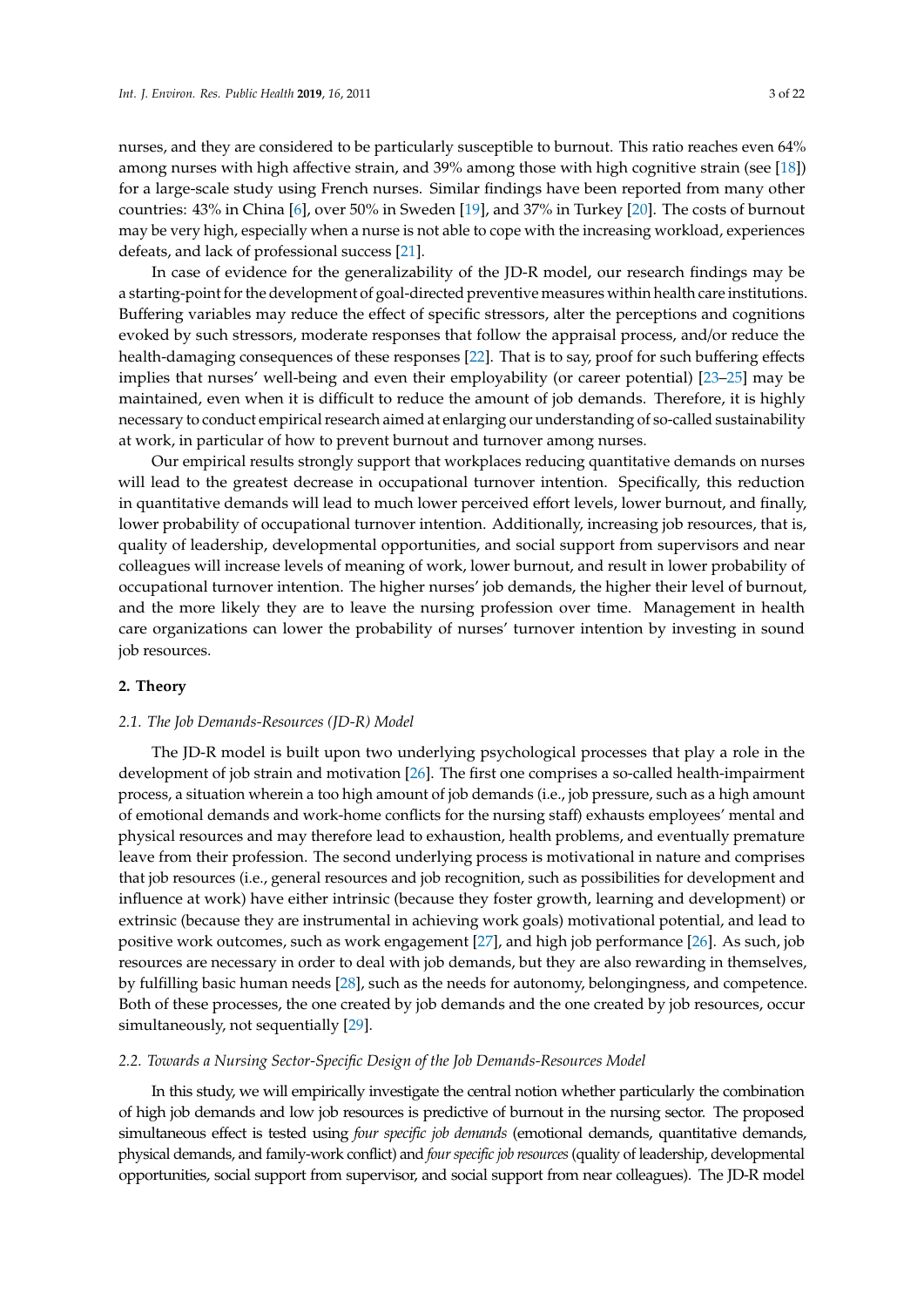nurses, and they are considered to be particularly susceptible to burnout. This ratio reaches even 64% among nurses with high affective strain, and 39% among those with high cognitive strain (see [18]) for a large-scale study using French nurses. Similar findings have been reported from many other countries: 43% in China [6], over 50% in Sweden [19], and 37% in Turkey [20]. The costs of burnout may be very high, especially when a nurse is not able to cope with the increasing workload, experiences defeats, and lack of professional success [21].

In case of evidence for the generalizability of the JD-R model, our research findings may be a starting-point for the development of goal-directed preventive measures within health care institutions. Buffering variables may reduce the effect of specific stressors, alter the perceptions and cognitions evoked by such stressors, moderate responses that follow the appraisal process, and/or reduce the health-damaging consequences of these responses [22]. That is to say, proof for such buffering effects implies that nurses' well-being and even their employability (or career potential) [23–25] may be maintained, even when it is difficult to reduce the amount of job demands. Therefore, it is highly necessary to conduct empirical research aimed at enlarging our understanding of so-called sustainability at work, in particular of how to prevent burnout and turnover among nurses.

Our empirical results strongly support that workplaces reducing quantitative demands on nurses will lead to the greatest decrease in occupational turnover intention. Specifically, this reduction in quantitative demands will lead to much lower perceived effort levels, lower burnout, and finally, lower probability of occupational turnover intention. Additionally, increasing job resources, that is, quality of leadership, developmental opportunities, and social support from supervisors and near colleagues will increase levels of meaning of work, lower burnout, and result in lower probability of occupational turnover intention. The higher nurses' job demands, the higher their level of burnout, and the more likely they are to leave the nursing profession over time. Management in health care organizations can lower the probability of nurses' turnover intention by investing in sound job resources.

## 2. Theory

### 2.1. The Job Demands-Resources (JD-R) Model

The JD-R model is built upon two underlying psychological processes that play a role in the development of job strain and motivation [26]. The first one comprises a so-called health-impairment process, a situation wherein a too high amount of job demands (i.e., job pressure, such as a high amount of emotional demands and work-home conflicts for the nursing staff) exhausts employees' mental and physical resources and may therefore lead to exhaustion, health problems, and eventually premature leave from their profession. The second underlying process is motivational in nature and comprises that job resources (i.e., general resources and job recognition, such as possibilities for development and influence at work) have either intrinsic (because they foster growth, learning and development) or extrinsic (because they are instrumental in achieving work goals) motivational potential, and lead to positive work outcomes, such as work engagement [27], and high job performance [26]. As such, job resources are necessary in order to deal with job demands, but they are also rewarding in themselves, by fulfilling basic human needs [28], such as the needs for autonomy, belongingness, and competence. Both of these processes, the one created by job demands and the one created by job resources, occur simultaneously, not sequentially [29].

### 2.2. Towards a Nursing Sector-Specific Design of the Job Demands-Resources Model

In this study, we will empirically investigate the central notion whether particularly the combination of high job demands and low job resources is predictive of burnout in the nursing sector. The proposed simultaneous effect is tested using *four specific job demands* (emotional demands, quantitative demands, physical demands, and family-work conflict) and *four specific job resources* (quality of leadership, developmental opportunities, social support from supervisor, and social support from near colleagues). The JD-R model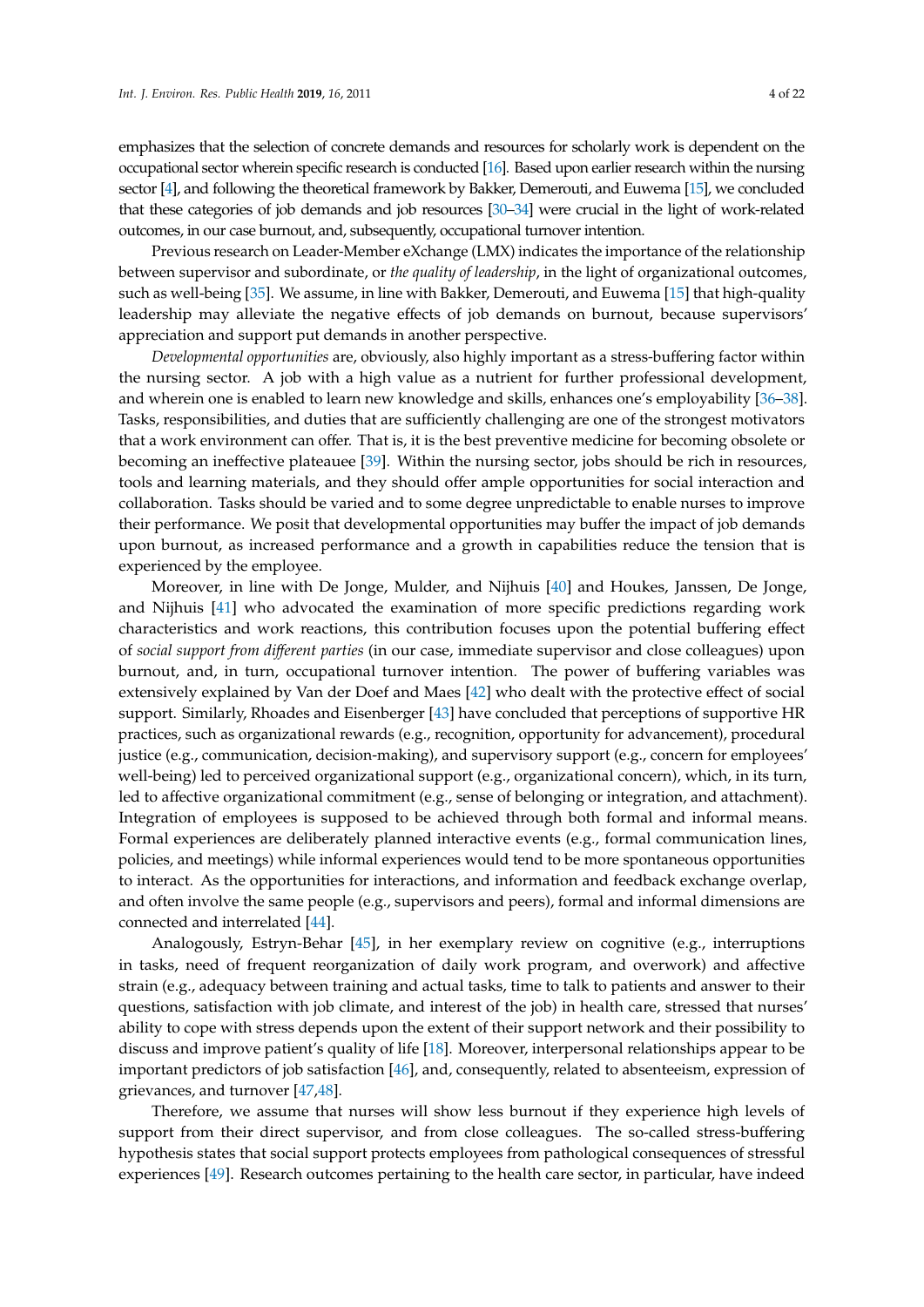emphasizes that the selection of concrete demands and resources for scholarly work is dependent on the occupational sector wherein specific research is conducted [16]. Based upon earlier research within the nursing sector [4], and following the theoretical framework by Bakker, Demerouti, and Euwema [15], we concluded that these categories of job demands and job resources [30–34] were crucial in the light of work-related outcomes, in our case burnout, and, subsequently, occupational turnover intention.

Previous research on Leader-Member eXchange (LMX) indicates the importance of the relationship between supervisor and subordinate, or *the quality of leadership*, in the light of organizational outcomes, such as well-being [35]. We assume, in line with Bakker, Demerouti, and Euwema [15] that high-quality leadership may alleviate the negative effects of job demands on burnout, because supervisors' appreciation and support put demands in another perspective.

*Developmental opportunities* are, obviously, also highly important as a stress-buffering factor within the nursing sector. A job with a high value as a nutrient for further professional development, and wherein one is enabled to learn new knowledge and skills, enhances one's employability [36–38]. Tasks, responsibilities, and duties that are sufficiently challenging are one of the strongest motivators that a work environment can offer. That is, it is the best preventive medicine for becoming obsolete or becoming an ineffective plateauee [39]. Within the nursing sector, jobs should be rich in resources, tools and learning materials, and they should offer ample opportunities for social interaction and collaboration. Tasks should be varied and to some degree unpredictable to enable nurses to improve their performance. We posit that developmental opportunities may buffer the impact of job demands upon burnout, as increased performance and a growth in capabilities reduce the tension that is experienced by the employee.

Moreover, in line with De Jonge, Mulder, and Nijhuis [40] and Houkes, Janssen, De Jonge, and Nijhuis [41] who advocated the examination of more specific predictions regarding work characteristics and work reactions, this contribution focuses upon the potential buffering effect of *social support from different parties* (in our case, immediate supervisor and close colleagues) upon burnout, and, in turn, occupational turnover intention. The power of buffering variables was extensively explained by Van der Doef and Maes [42] who dealt with the protective effect of social support. Similarly, Rhoades and Eisenberger [43] have concluded that perceptions of supportive HR practices, such as organizational rewards (e.g., recognition, opportunity for advancement), procedural justice (e.g., communication, decision-making), and supervisory support (e.g., concern for employees' well-being) led to perceived organizational support (e.g., organizational concern), which, in its turn, led to affective organizational commitment (e.g., sense of belonging or integration, and attachment). Integration of employees is supposed to be achieved through both formal and informal means. Formal experiences are deliberately planned interactive events (e.g., formal communication lines, policies, and meetings) while informal experiences would tend to be more spontaneous opportunities to interact. As the opportunities for interactions, and information and feedback exchange overlap, and often involve the same people (e.g., supervisors and peers), formal and informal dimensions are connected and interrelated [44].

Analogously, Estryn-Behar [45], in her exemplary review on cognitive (e.g., interruptions in tasks, need of frequent reorganization of daily work program, and overwork) and affective strain (e.g., adequacy between training and actual tasks, time to talk to patients and answer to their questions, satisfaction with job climate, and interest of the job) in health care, stressed that nurses' ability to cope with stress depends upon the extent of their support network and their possibility to discuss and improve patient's quality of life [18]. Moreover, interpersonal relationships appear to be important predictors of job satisfaction [46], and, consequently, related to absenteeism, expression of grievances, and turnover [47,48].

Therefore, we assume that nurses will show less burnout if they experience high levels of support from their direct supervisor, and from close colleagues. The so-called stress-buffering hypothesis states that social support protects employees from pathological consequences of stressful experiences [49]. Research outcomes pertaining to the health care sector, in particular, have indeed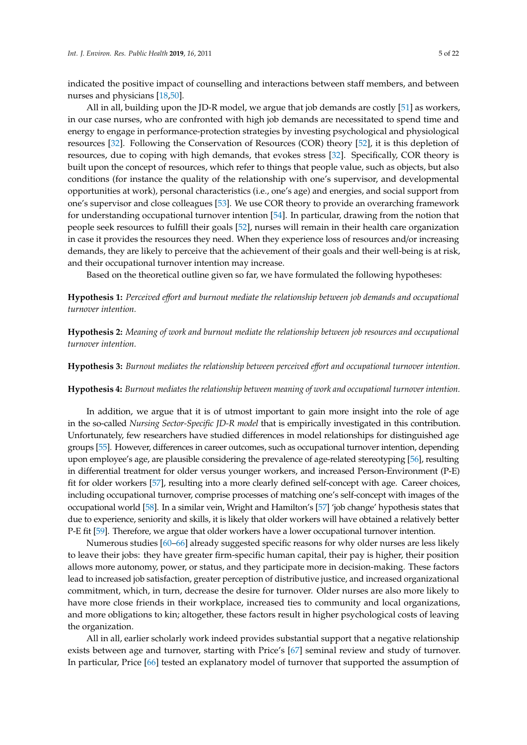indicated the positive impact of counselling and interactions between staff members, and between nurses and physicians [18,50].

All in all, building upon the JD-R model, we argue that job demands are costly [51] as workers, in our case nurses, who are confronted with high job demands are necessitated to spend time and energy to engage in performance-protection strategies by investing psychological and physiological resources [32]. Following the Conservation of Resources (COR) theory [52], it is this depletion of resources, due to coping with high demands, that evokes stress [32]. Specifically, COR theory is built upon the concept of resources, which refer to things that people value, such as objects, but also conditions (for instance the quality of the relationship with one's supervisor, and developmental opportunities at work), personal characteristics (i.e., one's age) and energies, and social support from one's supervisor and close colleagues [53]. We use COR theory to provide an overarching framework for understanding occupational turnover intention [54]. In particular, drawing from the notion that people seek resources to fulfill their goals [52], nurses will remain in their health care organization in case it provides the resources they need. When they experience loss of resources and/or increasing demands, they are likely to perceive that the achievement of their goals and their well-being is at risk, and their occupational turnover intention may increase.

Based on the theoretical outline given so far, we have formulated the following hypotheses:

**Hypothesis 1:** *Perceived effort and burnout mediate the relationship between job demands and occupational turnover intention.*

**Hypothesis 2:** *Meaning of work and burnout mediate the relationship between job resources and occupational turnover intention.*

**Hypothesis 3:** *Burnout mediates the relationship between perceived effort and occupational turnover intention.*

**Hypothesis 4:** *Burnout mediates the relationship between meaning of work and occupational turnover intention.*

In addition, we argue that it is of utmost important to gain more insight into the role of age in the so-called *Nursing Sector-Specific JD-R model* that is empirically investigated in this contribution. Unfortunately, few researchers have studied differences in model relationships for distinguished age groups [55]. However, differences in career outcomes, such as occupational turnover intention, depending upon employee's age, are plausible considering the prevalence of age-related stereotyping [56], resulting in differential treatment for older versus younger workers, and increased Person-Environment (P-E) fit for older workers [57], resulting into a more clearly defined self-concept with age. Career choices, including occupational turnover, comprise processes of matching one's self-concept with images of the occupational world [58]. In a similar vein, Wright and Hamilton's [57] 'job change' hypothesis states that due to experience, seniority and skills, it is likely that older workers will have obtained a relatively better P-E fit [59]. Therefore, we argue that older workers have a lower occupational turnover intention.

Numerous studies [60–66] already suggested specific reasons for why older nurses are less likely to leave their jobs: they have greater firm-specific human capital, their pay is higher, their position allows more autonomy, power, or status, and they participate more in decision-making. These factors lead to increased job satisfaction, greater perception of distributive justice, and increased organizational commitment, which, in turn, decrease the desire for turnover. Older nurses are also more likely to have more close friends in their workplace, increased ties to community and local organizations, and more obligations to kin; altogether, these factors result in higher psychological costs of leaving the organization.

All in all, earlier scholarly work indeed provides substantial support that a negative relationship exists between age and turnover, starting with Price's [67] seminal review and study of turnover. In particular, Price [66] tested an explanatory model of turnover that supported the assumption of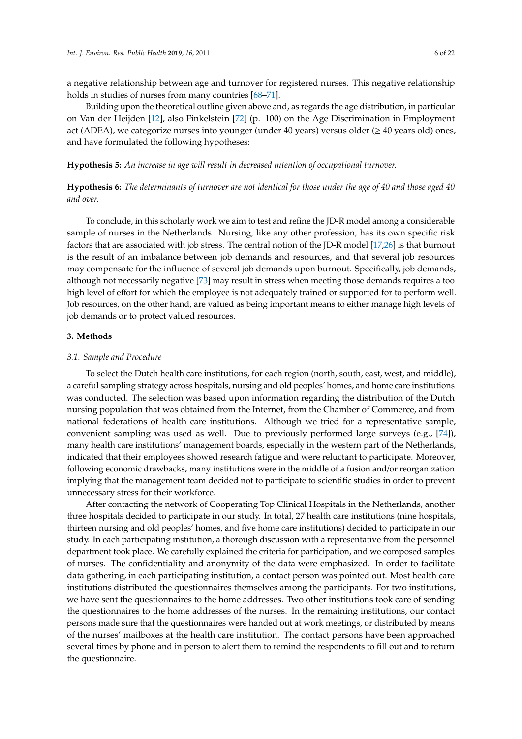a negative relationship between age and turnover for registered nurses. This negative relationship holds in studies of nurses from many countries [68–71].

Building upon the theoretical outline given above and, as regards the age distribution, in particular on Van der Heijden [12], also Finkelstein [72] (p. 100) on the Age Discrimination in Employment act (ADEA), we categorize nurses into younger (under 40 years) versus older (≥ 40 years old) ones, and have formulated the following hypotheses:

**Hypothesis 5:** *An increase in age will result in decreased intention of occupational turnover.*

**Hypothesis 6:** *The determinants of turnover are not identical for those under the age of 40 and those aged 40 and over.*

To conclude, in this scholarly work we aim to test and refine the JD-R model among a considerable sample of nurses in the Netherlands. Nursing, like any other profession, has its own specific risk factors that are associated with job stress. The central notion of the JD-R model [17,26] is that burnout is the result of an imbalance between job demands and resources, and that several job resources may compensate for the influence of several job demands upon burnout. Specifically, job demands, although not necessarily negative [73] may result in stress when meeting those demands requires a too high level of effort for which the employee is not adequately trained or supported for to perform well. Job resources, on the other hand, are valued as being important means to either manage high levels of job demands or to protect valued resources.

## 3. Methods

### 3.1. Sample and Procedure

To select the Dutch health care institutions, for each region (north, south, east, west, and middle), a careful sampling strategy across hospitals, nursing and old peoples' homes, and home care institutions was conducted. The selection was based upon information regarding the distribution of the Dutch nursing population that was obtained from the Internet, from the Chamber of Commerce, and from national federations of health care institutions. Although we tried for a representative sample, convenient sampling was used as well. Due to previously performed large surveys (e.g., [74]), many health care institutions' management boards, especially in the western part of the Netherlands, indicated that their employees showed research fatigue and were reluctant to participate. Moreover, following economic drawbacks, many institutions were in the middle of a fusion and/or reorganization implying that the management team decided not to participate to scientific studies in order to prevent unnecessary stress for their workforce.

After contacting the network of Cooperating Top Clinical Hospitals in the Netherlands, another three hospitals decided to participate in our study. In total, 27 health care institutions (nine hospitals, thirteen nursing and old peoples' homes, and five home care institutions) decided to participate in our study. In each participating institution, a thorough discussion with a representative from the personnel department took place. We carefully explained the criteria for participation, and we composed samples of nurses. The confidentiality and anonymity of the data were emphasized. In order to facilitate data gathering, in each participating institution, a contact person was pointed out. Most health care institutions distributed the questionnaires themselves among the participants. For two institutions, we have sent the questionnaires to the home addresses. Two other institutions took care of sending the questionnaires to the home addresses of the nurses. In the remaining institutions, our contact persons made sure that the questionnaires were handed out at work meetings, or distributed by means of the nurses' mailboxes at the health care institution. The contact persons have been approached several times by phone and in person to alert them to remind the respondents to fill out and to return the questionnaire.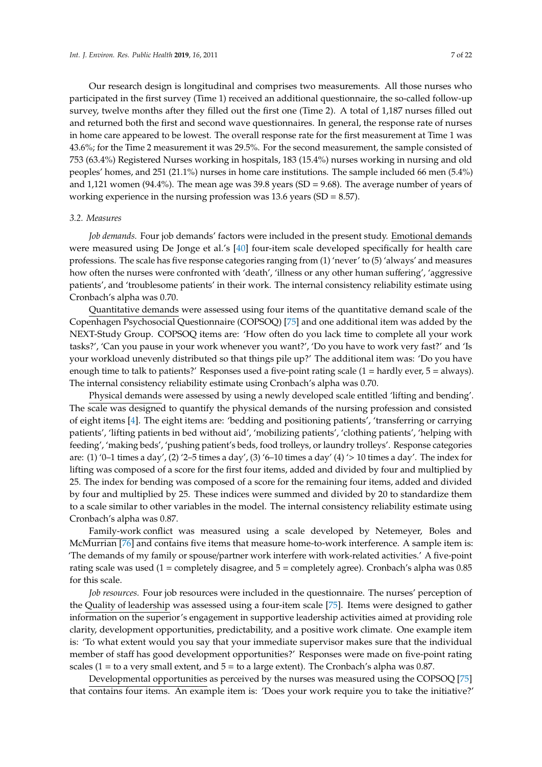Our research design is longitudinal and comprises two measurements. All those nurses who participated in the first survey (Time 1) received an additional questionnaire, the so-called follow-up survey, twelve months after they filled out the first one (Time 2). A total of 1,187 nurses filled out and returned both the first and second wave questionnaires. In general, the response rate of nurses in home care appeared to be lowest. The overall response rate for the first measurement at Time 1 was 43.6%; for the Time 2 measurement it was 29.5%. For the second measurement, the sample consisted of 753 (63.4%) Registered Nurses working in hospitals, 183 (15.4%) nurses working in nursing and old peoples' homes, and 251 (21.1%) nurses in home care institutions. The sample included 66 men (5.4%) and 1,121 women (94.4%). The mean age was 39.8 years (SD = 9.68). The average number of years of working experience in the nursing profession was 13.6 years (SD = 8.57).

### 3.2. Measures

*Job demands.* Four job demands' factors were included in the present study. Emotional demands were measured using De Jonge et al.'s [40] four-item scale developed specifically for health care professions. The scale has five response categories ranging from (1) 'never' to (5) 'always' and measures how often the nurses were confronted with 'death', 'illness or any other human suffering', 'aggressive patients', and 'troublesome patients' in their work. The internal consistency reliability estimate using Cronbach's alpha was 0.70.

Quantitative demands were assessed using four items of the quantitative demand scale of the Copenhagen Psychosocial Questionnaire (COPSOQ) [75] and one additional item was added by the NEXT-Study Group. COPSOQ items are: 'How often do you lack time to complete all your work tasks?', 'Can you pause in your work whenever you want?', 'Do you have to work very fast?' and 'Is your workload unevenly distributed so that things pile up?' The additional item was: 'Do you have enough time to talk to patients?' Responses used a five-point rating scale (1 = hardly ever, 5 = always). The internal consistency reliability estimate using Cronbach's alpha was 0.70.

Physical demands were assessed by using a newly developed scale entitled 'lifting and bending'. The scale was designed to quantify the physical demands of the nursing profession and consisted of eight items [4]. The eight items are: 'bedding and positioning patients', 'transferring or carrying patients', 'lifting patients in bed without aid', 'mobilizing patients', 'clothing patients', 'helping with feeding', 'making beds', 'pushing patient's beds, food trolleys, or laundry trolleys'. Response categories are: (1) '0–1 times a day', (2) '2–5 times a day', (3) '6–10 times a day' (4) '> 10 times a day'. The index for lifting was composed of a score for the first four items, added and divided by four and multiplied by 25. The index for bending was composed of a score for the remaining four items, added and divided by four and multiplied by 25. These indices were summed and divided by 20 to standardize them to a scale similar to other variables in the model. The internal consistency reliability estimate using Cronbach's alpha was 0.87.

Family-work conflict was measured using a scale developed by Netemeyer, Boles and McMurrian [76] and contains five items that measure home-to-work interference. A sample item is: 'The demands of my family or spouse/partner work interfere with work-related activities.' A five-point rating scale was used (1 = completely disagree, and 5 = completely agree). Cronbach's alpha was 0.85 for this scale.

*Job resources.* Four job resources were included in the questionnaire. The nurses' perception of the Quality of leadership was assessed using a four-item scale [75]. Items were designed to gather information on the superior's engagement in supportive leadership activities aimed at providing role clarity, development opportunities, predictability, and a positive work climate. One example item is: 'To what extent would you say that your immediate supervisor makes sure that the individual member of staff has good development opportunities?' Responses were made on five-point rating scales (1 = to a very small extent, and 5 = to a large extent). The Cronbach's alpha was 0.87.

Developmental opportunities as perceived by the nurses was measured using the COPSOQ [75] that contains four items. An example item is: 'Does your work require you to take the initiative?'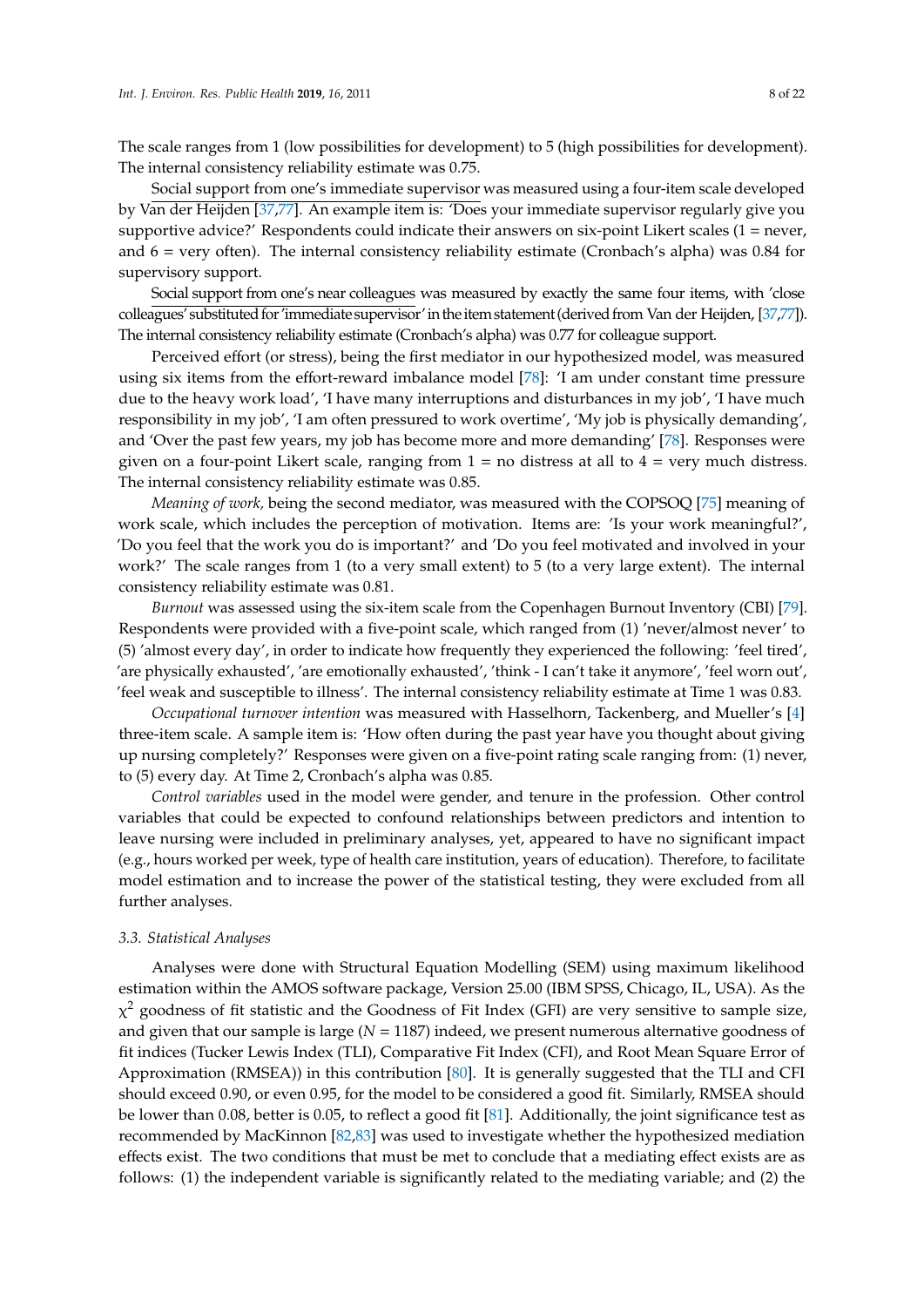The scale ranges from 1 (low possibilities for development) to 5 (high possibilities for development). The internal consistency reliability estimate was 0.75.

Social support from one's immediate supervisor was measured using a four-item scale developed by Van der Heijden [37,77]. An example item is: 'Does your immediate supervisor regularly give you supportive advice?' Respondents could indicate their answers on six-point Likert scales (1 = never, and 6 = very often). The internal consistency reliability estimate (Cronbach's alpha) was 0.84 for supervisory support.

Social support from one's near colleagues was measured by exactly the same four items, with 'close colleagues' substituted for 'immediate supervisor' in the item statement (derived from Van der Heijden, [37,77]). The internal consistency reliability estimate (Cronbach's alpha) was 0.77 for colleague support.

Perceived effort (or stress), being the first mediator in our hypothesized model, was measured using six items from the effort-reward imbalance model [78]: 'I am under constant time pressure due to the heavy work load', 'I have many interruptions and disturbances in my job', 'I have much responsibility in my job', 'I am often pressured to work overtime', 'My job is physically demanding', and 'Over the past few years, my job has become more and more demanding' [78]. Responses were given on a four-point Likert scale, ranging from 1 = no distress at all to 4 = very much distress. The internal consistency reliability estimate was 0.85.

*Meaning of work,* being the second mediator, was measured with the COPSOQ [75] meaning of work scale, which includes the perception of motivation. Items are: 'Is your work meaningful?', 'Do you feel that the work you do is important?' and 'Do you feel motivated and involved in your work?' The scale ranges from 1 (to a very small extent) to 5 (to a very large extent). The internal consistency reliability estimate was 0.81.

*Burnout* was assessed using the six-item scale from the Copenhagen Burnout Inventory (CBI) [79]. Respondents were provided with a five-point scale, which ranged from (1) 'never/almost never' to (5) 'almost every day', in order to indicate how frequently they experienced the following: 'feel tired', 'are physically exhausted', 'are emotionally exhausted', 'think - I can't take it anymore', 'feel worn out', 'feel weak and susceptible to illness'. The internal consistency reliability estimate at Time 1 was 0.83.

*Occupational turnover intention* was measured with Hasselhorn, Tackenberg, and Mueller's [4] three-item scale. A sample item is: 'How often during the past year have you thought about giving up nursing completely?' Responses were given on a five-point rating scale ranging from: (1) never, to (5) every day. At Time 2, Cronbach's alpha was 0.85.

*Control variables* used in the model were gender, and tenure in the profession. Other control variables that could be expected to confound relationships between predictors and intention to leave nursing were included in preliminary analyses, yet, appeared to have no significant impact (e.g., hours worked per week, type of health care institution, years of education). Therefore, to facilitate model estimation and to increase the power of the statistical testing, they were excluded from all further analyses.

### 3.3. Statistical Analyses

Analyses were done with Structural Equation Modelling (SEM) using maximum likelihood estimation within the AMOS software package, Version 25.00 (IBM SPSS, Chicago, IL, USA). As the $\chi^2$ goodness of fit statistic and the Goodness of Fit Index (GFI) are very sensitive to sample size, and given that our sample is large ($N = 1187$) indeed, we present numerous alternative goodness of fit indices (Tucker Lewis Index (TLI), Comparative Fit Index (CFI), and Root Mean Square Error of Approximation (RMSEA)) in this contribution [80]. It is generally suggested that the TLI and CFI should exceed 0.90, or even 0.95, for the model to be considered a good fit. Similarly, RMSEA should be lower than 0.08, better is 0.05, to reflect a good fit [81]. Additionally, the joint significance test as recommended by MacKinnon [82,83] was used to investigate whether the hypothesized mediation effects exist. The two conditions that must be met to conclude that a mediating effect exists are as follows: (1) the independent variable is significantly related to the mediating variable; and (2) the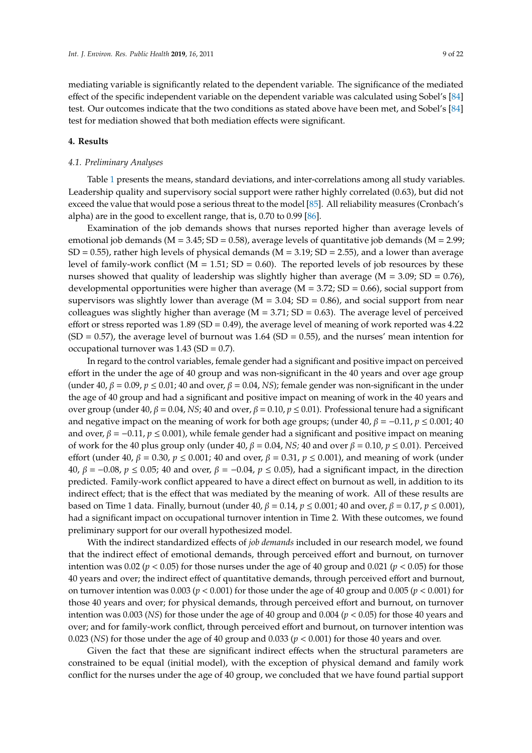mediating variable is significantly related to the dependent variable. The significance of the mediated effect of the specific independent variable on the dependent variable was calculated using Sobel's [84] test. Our outcomes indicate that the two conditions as stated above have been met, and Sobel's [84] test for mediation showed that both mediation effects were significant.

## 4. Results

### *4.1. Preliminary Analyses*

Table 1 presents the means, standard deviations, and inter-correlations among all study variables. Leadership quality and supervisory social support were rather highly correlated (0.63), but did not exceed the value that would pose a serious threat to the model [85]. All reliability measures (Cronbach's alpha) are in the good to excellent range, that is, 0.70 to 0.99 [86].

Examination of the job demands shows that nurses reported higher than average levels of emotional job demands (M = 3.45; SD = 0.58), average levels of quantitative job demands (M = 2.99; SD = 0.55), rather high levels of physical demands (M = 3.19; SD = 2.55), and a lower than average level of family-work conflict (M = 1.51; SD = 0.60). The reported levels of job resources by these nurses showed that quality of leadership was slightly higher than average (M = 3.09; SD = 0.76), developmental opportunities were higher than average (M = 3.72; SD = 0.66), social support from supervisors was slightly lower than average (M = 3.04; SD = 0.86), and social support from near colleagues was slightly higher than average (M = 3.71; SD = 0.63). The average level of perceived effort or stress reported was 1.89 (SD = 0.49), the average level of meaning of work reported was 4.22 (SD = 0.57), the average level of burnout was 1.64 (SD = 0.55), and the nurses' mean intention for occupational turnover was 1.43 (SD = 0.7).

In regard to the control variables, female gender had a significant and positive impact on perceived effort in the under the age of 40 group and was non-significant in the 40 years and over age group (under 40, $\beta = 0.09$, $p \leq 0.01$; 40 and over, $\beta = 0.04$, *NS*); female gender was non-significant in the under the age of 40 group and had a significant and positive impact on meaning of work in the 40 years and over group (under 40, $\beta = 0.04$, *NS*; 40 and over, $\beta = 0.10$, $p \leq 0.01$). Professional tenure had a significant and negative impact on the meaning of work for both age groups; (under 40, $\beta = -0.11$, $p \leq 0.001$; 40 and over, $\beta = -0.11$, $p \leq 0.001$), while female gender had a significant and positive impact on meaning of work for the 40 plus group only (under 40, $\beta = 0.04$, *NS;* 40 and over $\beta = 0.10$, $p \leq 0.01$). Perceived effort (under 40, $\beta = 0.30$, $p \leq 0.001$; 40 and over, $\beta = 0.31$, $p \leq 0.001$), and meaning of work (under 40, $\beta = -0.08$, $p \leq 0.05$; 40 and over, $\beta = -0.04$, $p \leq 0.05$), had a significant impact, in the direction predicted. Family-work conflict appeared to have a direct effect on burnout as well, in addition to its indirect effect; that is the effect that was mediated by the meaning of work. All of these results are based on Time 1 data. Finally, burnout (under 40, $\beta = 0.14$, $p \leq 0.001$; 40 and over, $\beta = 0.17$, $p \leq 0.001$), had a significant impact on occupational turnover intention in Time 2. With these outcomes, we found preliminary support for our overall hypothesized model.

With the indirect standardized effects of *job demands* included in our research model, we found that the indirect effect of emotional demands, through perceived effort and burnout, on turnover intention was 0.02 ($p < 0.05$) for those nurses under the age of 40 group and 0.021 ($p < 0.05$) for those 40 years and over; the indirect effect of quantitative demands, through perceived effort and burnout, on turnover intention was 0.003 ($p < 0.001$) for those under the age of 40 group and 0.005 ($p < 0.001$) for those 40 years and over; for physical demands, through perceived effort and burnout, on turnover intention was 0.003 (*NS*) for those under the age of 40 group and 0.004 ($p < 0.05$) for those 40 years and over; and for family-work conflict, through perceived effort and burnout, on turnover intention was 0.023 (*NS*) for those under the age of 40 group and 0.033 ($p < 0.001$) for those 40 years and over.

Given the fact that these are significant indirect effects when the structural parameters are constrained to be equal (initial model), with the exception of physical demand and family work conflict for the nurses under the age of 40 group, we concluded that we have found partial support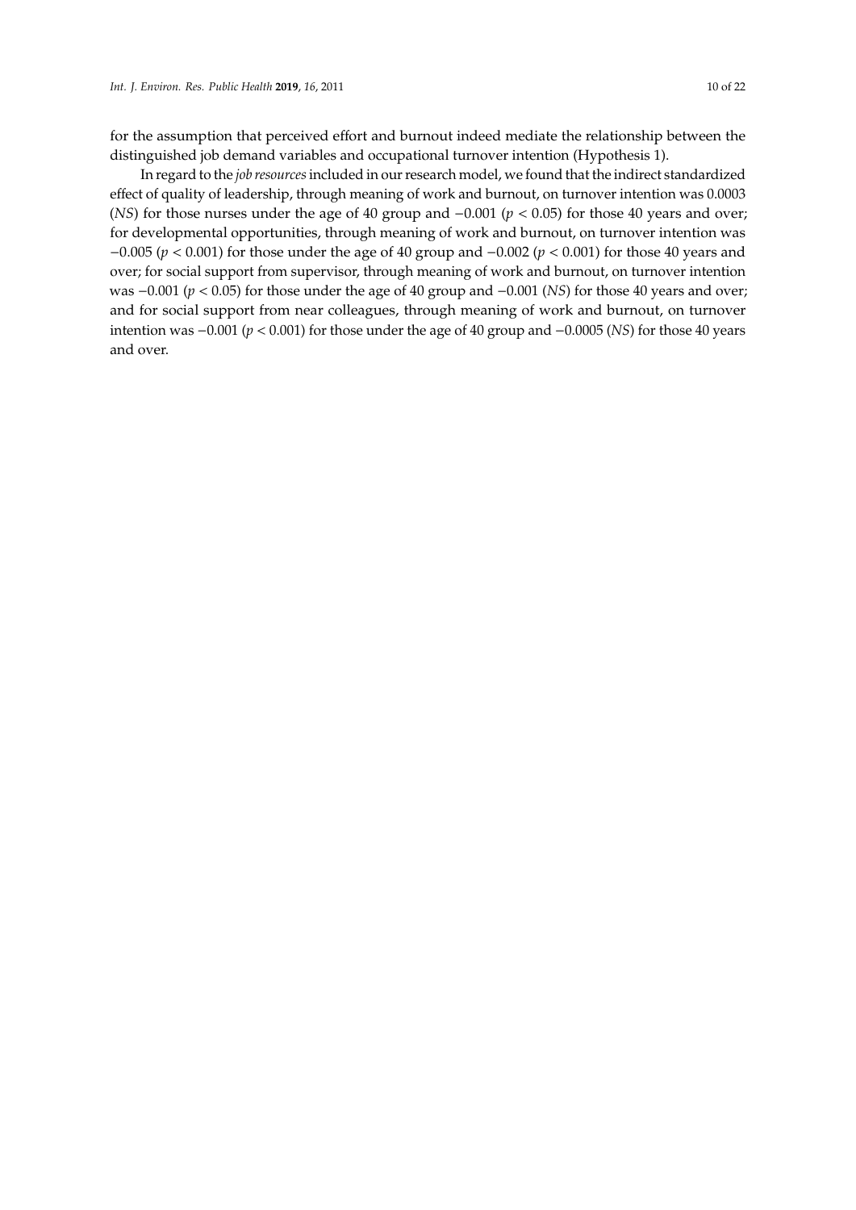for the assumption that perceived effort and burnout indeed mediate the relationship between the distinguished job demand variables and occupational turnover intention (Hypothesis 1).

In regard to the *job resources* included in our research model, we found that the indirect standardized effect of quality of leadership, through meaning of work and burnout, on turnover intention was 0.0003 (*NS*) for those nurses under the age of 40 group and −0.001 ($p < 0.05$) for those 40 years and over; for developmental opportunities, through meaning of work and burnout, on turnover intention was −0.005 ($p < 0.001$) for those under the age of 40 group and −0.002 ($p < 0.001$) for those 40 years and over; for social support from supervisor, through meaning of work and burnout, on turnover intention was −0.001 ($p < 0.05$) for those under the age of 40 group and −0.001 (*NS*) for those 40 years and over; and for social support from near colleagues, through meaning of work and burnout, on turnover intention was −0.001 ($p < 0.001$) for those under the age of 40 group and −0.0005 (*NS*) for those 40 years and over.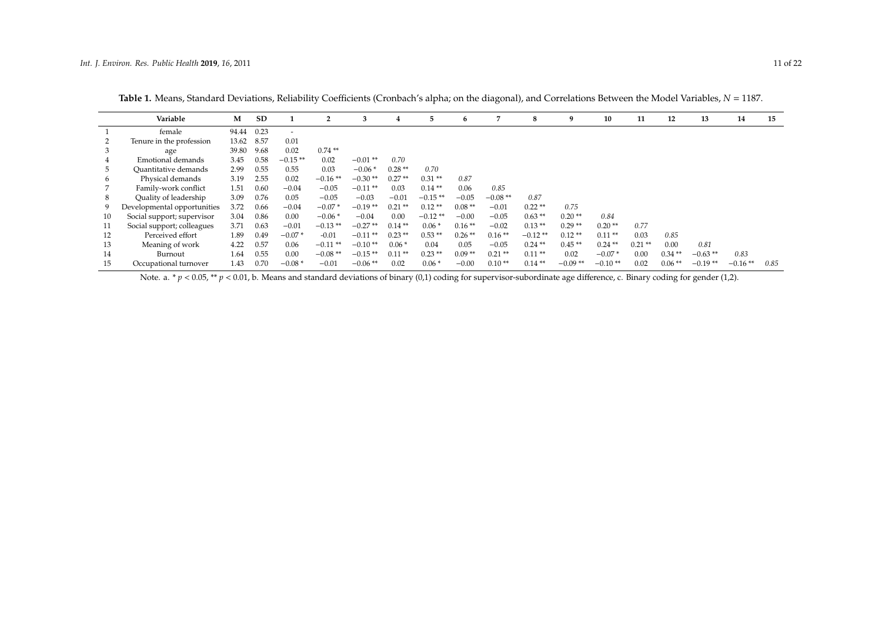**Table 1.** Means, Standard Deviations, Reliability Coefficients (Cronbach's alpha; on the diagonal), and Correlations Between the Model Variables, $N$ = 1187.

| | Variable | M | SD | 1 | 2 | 3 | 4 | 5 | 6 | 7 | 8 | 9 | 10 | 11 | 12 | 13 | 14 | 15 |
|---|---|---|---|---|---|---|---|---|---|---|---|---|---|---|---|---|---|---|
| 1 | female | 94.44 | 0.23 | - | | | | | | | | | | | | | | |
| 2 | Tenure in the profession | 13.62 | 8.57 | 0.01 | | | | | | | | | | | | | | |
| 3 | age | 39.80 | 9.68 | 0.02 | 0.74 ** | | | | | | | | | | | | | |
| 4 | Emotional demands | 3.45 | 0.58 | −0.15 ** | 0.02 | −0.01 ** | *0.70* | | | | | | | | | | | |
| 5 | Quantitative demands | 2.99 | 0.55 | 0.55 | 0.03 | −0.06 * | 0.28 ** | *0.70* | | | | | | | | | | |
| 6 | Physical demands | 3.19 | 2.55 | 0.02 | −0.16 ** | −0.30 ** | 0.27 ** | 0.31 ** | *0.87* | | | | | | | | | |
| 7 | Family-work conflict | 1.51 | 0.60 | −0.04 | −0.05 | −0.11 ** | 0.03 | 0.14 ** | 0.06 | *0.85* | | | | | | | | |
| 8 | Quality of leadership | 3.09 | 0.76 | 0.05 | −0.05 | −0.03 | −0.01 | −0.15 ** | −0.05 | −0.08 ** | *0.87* | | | | | | | |
| 9 | Developmental opportunities | 3.72 | 0.66 | −0.04 | −0.07 * | −0.19 ** | 0.21 ** | 0.12 ** | 0.08 ** | −0.01 | 0.22 ** | *0.75* | | | | | | |
| 10 | Social support; supervisor | 3.04 | 0.86 | 0.00 | −0.06 * | −0.04 | 0.00 | −0.12 ** | −0.00 | −0.05 | 0.63 ** | 0.20 ** | *0.84* | | | | | |
| 11 | Social support; colleagues | 3.71 | 0.63 | −0.01 | −0.13 ** | −0.27 ** | 0.14 ** | 0.06 * | 0.16 ** | −0.02 | 0.13 ** | 0.29 ** | 0.20 ** | *0.77* | | | | |
| 12 | Perceived effort | 1.89 | 0.49 | −0.07 * | -0.01 | −0.11 ** | 0.23 ** | 0.53 ** | 0.26 ** | 0.16 ** | −0.12 ** | 0.12 ** | 0.11 ** | 0.03 | *0.85* | | | |
| 13 | Meaning of work | 4.22 | 0.57 | 0.06 | −0.11 ** | −0.10 ** | 0.06 * | 0.04 | 0.05 | −0.05 | 0.24 ** | 0.45 ** | 0.24 ** | 0.21 ** | 0.00 | *0.81* | | |
| 14 | Burnout | 1.64 | 0.55 | 0.00 | −0.08 ** | −0.15 ** | 0.11 ** | 0.23 ** | 0.09 ** | 0.21 ** | 0.11 ** | 0.02 | −0.07 * | 0.00 | 0.34 ** | −0.63 ** | *0.83* | |
| 15 | Occupational turnover | 1.43 | 0.70 | −0.08 * | −0.01 | −0.06 ** | 0.02 | 0.06 * | −0.00 | 0.10 ** | 0.14 ** | −0.09 ** | −0.10 ** | 0.02 | 0.06 ** | −0.19 ** | −0.16 ** | *0.85* |

Note. a. * $p < 0.05$, ** $p < 0.01$, b. Means and standard deviations of binary (0,1) coding for supervisor-subordinate age difference, c. Binary coding for gender (1,2).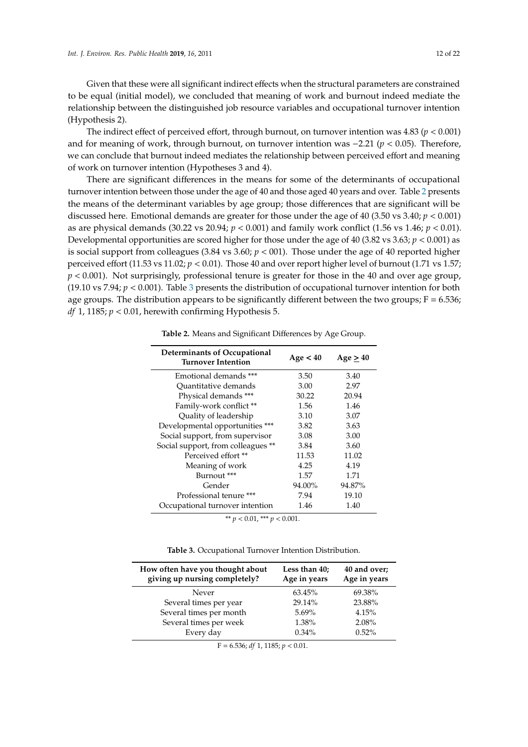Given that these were all significant indirect effects when the structural parameters are constrained to be equal (initial model), we concluded that meaning of work and burnout indeed mediate the relationship between the distinguished job resource variables and occupational turnover intention (Hypothesis 2).

The indirect effect of perceived effort, through burnout, on turnover intention was 4.83 ($p < 0.001$) and for meaning of work, through burnout, on turnover intention was −2.21 ($p < 0.05$). Therefore, we can conclude that burnout indeed mediates the relationship between perceived effort and meaning of work on turnover intention (Hypotheses 3 and 4).

There are significant differences in the means for some of the determinants of occupational turnover intention between those under the age of 40 and those aged 40 years and over. Table 2 presents the means of the determinant variables by age group; those differences that are significant will be discussed here. Emotional demands are greater for those under the age of 40 (3.50 vs 3.40; $p < 0.001$) as are physical demands (30.22 vs 20.94; $p < 0.001$) and family work conflict (1.56 vs 1.46; $p < 0.01$). Developmental opportunities are scored higher for those under the age of 40 (3.82 vs 3.63; $p < 0.001$) as is social support from colleagues (3.84 vs 3.60; $p < 001$). Those under the age of 40 reported higher perceived effort (11.53 vs 11.02; $p < 0.01$). Those 40 and over report higher level of burnout (1.71 vs 1.57; $p < 0.001$). Not surprisingly, professional tenure is greater for those in the 40 and over age group, (19.10 vs 7.94; $p < 0.001$). Table 3 presents the distribution of occupational turnover intention for both age groups. The distribution appears to be significantly different between the two groups; $F = 6.536$; *df* 1, 1185; $p < 0.01$, herewith confirming Hypothesis 5.

**Table 2.** Means and Significant Differences by Age Group.

| Determinants of Occupational Turnover Intention | Age < 40 | Age ≥ 40 |
|---|---|---|
| Emotional demands *** | 3.50 | 3.40 |
| Quantitative demands | 3.00 | 2.97 |
| Physical demands *** | 30.22 | 20.94 |
| Family-work conflict ** | 1.56 | 1.46 |
| Quality of leadership | 3.10 | 3.07 |
| Developmental opportunities *** | 3.82 | 3.63 |
| Social support, from supervisor | 3.08 | 3.00 |
| Social support, from colleagues ** | 3.84 | 3.60 |
| Perceived effort ** | 11.53 | 11.02 |
| Meaning of work | 4.25 | 4.19 |
| Burnout *** | 1.57 | 1.71 |
| Gender | 94.00% | 94.87% |
| Professional tenure *** | 7.94 | 19.10 |
| Occupational turnover intention | 1.46 | 1.40 |

** $p < 0.01$, *** $p < 0.001$.

**Table 3.** Occupational Turnover Intention Distribution.

| How often have you thought about giving up nursing completely? | Less than 40; Age in years | 40 and over; Age in years |
|---|---|---|
| Never | 63.45% | 69.38% |
| Several times per year | 29.14% | 23.88% |
| Several times per month | 5.69% | 4.15% |
| Several times per week | 1.38% | 2.08% |
| Every day | 0.34% | 0.52% |

$F = 6.536$; *df* 1, 1185; $p < 0.01$.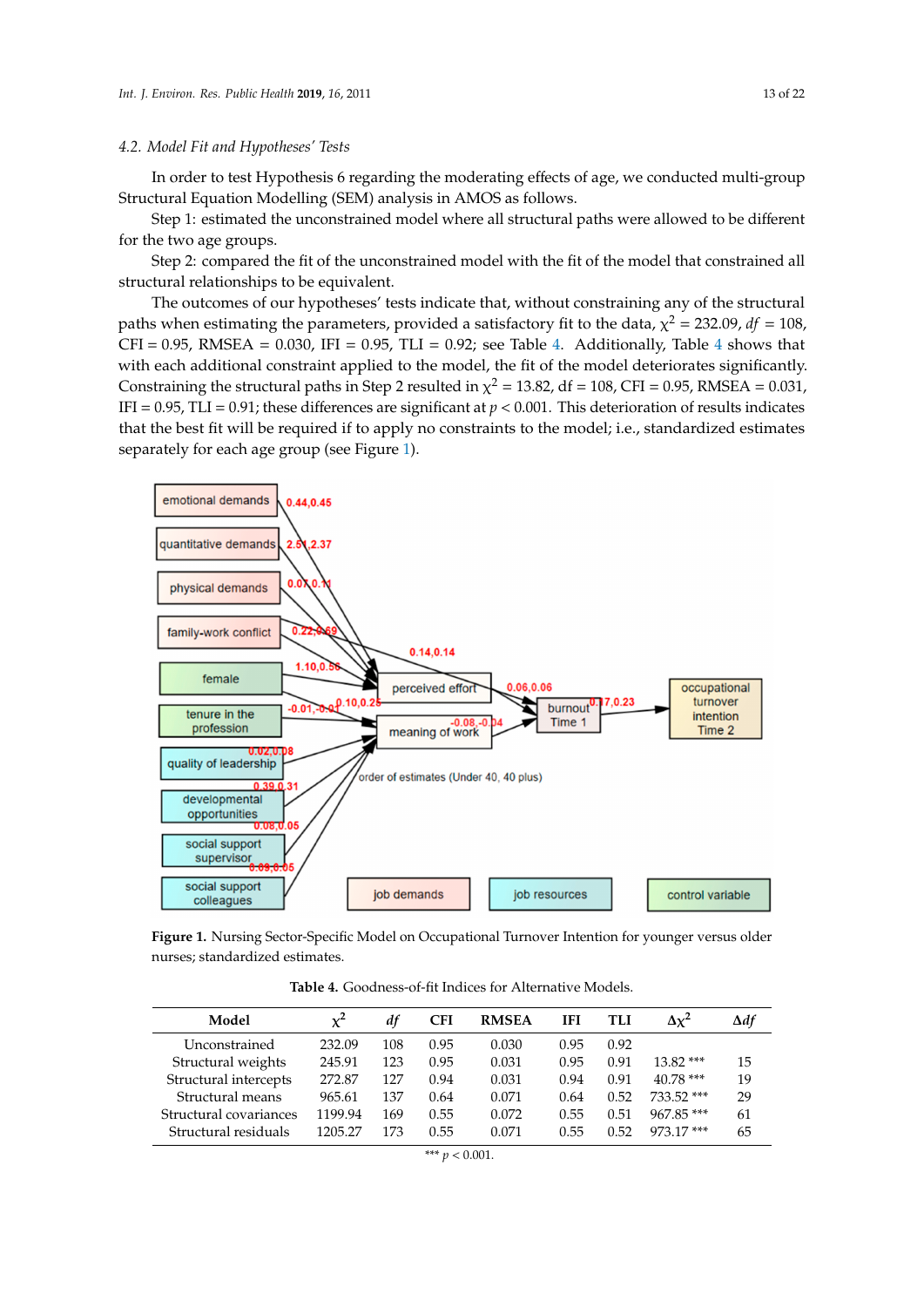### 4.2. Model Fit and Hypotheses' Tests

In order to test Hypothesis 6 regarding the moderating effects of age, we conducted multi-group Structural Equation Modelling (SEM) analysis in AMOS as follows.

Step 1: estimated the unconstrained model where all structural paths were allowed to be different for the two age groups.

Step 2: compared the fit of the unconstrained model with the fit of the model that constrained all structural relationships to be equivalent.

The outcomes of our hypotheses' tests indicate that, without constraining any of the structural paths when estimating the parameters, provided a satisfactory fit to the data, $\chi^2 = 232.09$, $df = 108$, CFI = 0.95, RMSEA = 0.030, IFI = 0.95, TLI = 0.92; see Table 4. Additionally, Table 4 shows that with each additional constraint applied to the model, the fit of the model deteriorates significantly. Constraining the structural paths in Step 2 resulted in $\chi^2 = 13.82$, df = 108, CFI = 0.95, RMSEA = 0.031, IFI = 0.95, TLI = 0.91; these differences are significant at $p < 0.001$. This deterioration of results indicates that the best fit will be required if to apply no constraints to the model; i.e., standardized estimates separately for each age group (see Figure 1).

**Figure 1.** Nursing Sector-Specific Model on Occupational Turnover Intention for younger versus older nurses; standardized estimates.

**Table 4.** Goodness-of-fit Indices for Alternative Models.

| Model | $\chi^2$ | *df* | CFI | RMSEA | IFI | TLI | $\Delta\chi^2$ | $\Delta df$ |
|---|---|---|---|---|---|---|---|---|
| Unconstrained | 232.09 | 108 | 0.95 | 0.030 | 0.95 | 0.92 | | |
| Structural weights | 245.91 | 123 | 0.95 | 0.031 | 0.95 | 0.91 | 13.82 *** | 15 |
| Structural intercepts | 272.87 | 127 | 0.94 | 0.031 | 0.94 | 0.91 | 40.78 *** | 19 |
| Structural means | 965.61 | 137 | 0.64 | 0.071 | 0.64 | 0.52 | 733.52 *** | 29 |
| Structural covariances | 1199.94 | 169 | 0.55 | 0.072 | 0.55 | 0.51 | 967.85 *** | 61 |
| Structural residuals | 1205.27 | 173 | 0.55 | 0.071 | 0.55 | 0.52 | 973.17 *** | 65 |

*** $p < 0.001$.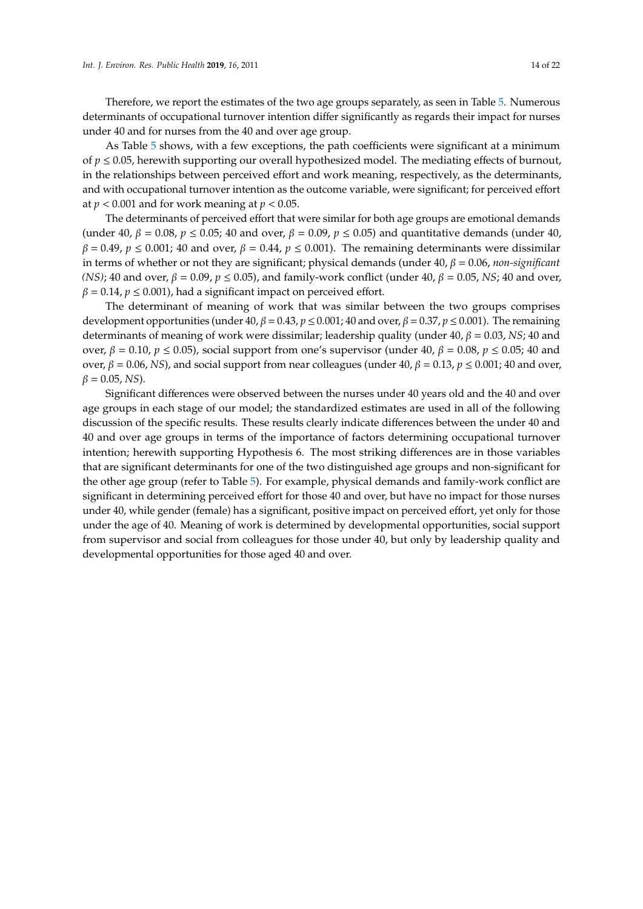Therefore, we report the estimates of the two age groups separately, as seen in Table 5. Numerous determinants of occupational turnover intention differ significantly as regards their impact for nurses under 40 and for nurses from the 40 and over age group.

As Table 5 shows, with a few exceptions, the path coefficients were significant at a minimum of $p \leq 0.05$, herewith supporting our overall hypothesized model. The mediating effects of burnout, in the relationships between perceived effort and work meaning, respectively, as the determinants, and with occupational turnover intention as the outcome variable, were significant; for perceived effort at $p < 0.001$ and for work meaning at $p < 0.05$.

The determinants of perceived effort that were similar for both age groups are emotional demands (under 40, $\beta = 0.08$, $p \leq 0.05$; 40 and over, $\beta = 0.09$, $p \leq 0.05$) and quantitative demands (under 40, $\beta = 0.49$, $p \leq 0.001$; 40 and over, $\beta = 0.44$, $p \leq 0.001$). The remaining determinants were dissimilar in terms of whether or not they are significant; physical demands (under 40, $\beta = 0.06$, *non-significant (NS)*; 40 and over, $\beta = 0.09$, $p \leq 0.05$), and family-work conflict (under 40, $\beta = 0.05$, *NS*; 40 and over, $\beta = 0.14$, $p \leq 0.001$), had a significant impact on perceived effort.

The determinant of meaning of work that was similar between the two groups comprises development opportunities (under 40, $\beta = 0.43$, $p \leq 0.001$; 40 and over, $\beta = 0.37$, $p \leq 0.001$). The remaining determinants of meaning of work were dissimilar; leadership quality (under 40, $\beta = 0.03$, *NS*; 40 and over, $\beta = 0.10$, $p \leq 0.05$), social support from one's supervisor (under 40, $\beta = 0.08$, $p \leq 0.05$; 40 and over, $\beta = 0.06$, *NS*), and social support from near colleagues (under 40, $\beta = 0.13$, $p \leq 0.001$; 40 and over, $\beta = 0.05$, *NS*).

Significant differences were observed between the nurses under 40 years old and the 40 and over age groups in each stage of our model; the standardized estimates are used in all of the following discussion of the specific results. These results clearly indicate differences between the under 40 and 40 and over age groups in terms of the importance of factors determining occupational turnover intention; herewith supporting Hypothesis 6. The most striking differences are in those variables that are significant determinants for one of the two distinguished age groups and non-significant for the other age group (refer to Table 5). For example, physical demands and family-work conflict are significant in determining perceived effort for those 40 and over, but have no impact for those nurses under 40, while gender (female) has a significant, positive impact on perceived effort, yet only for those under the age of 40. Meaning of work is determined by developmental opportunities, social support from supervisor and social from colleagues for those under 40, but only by leadership quality and developmental opportunities for those aged 40 and over.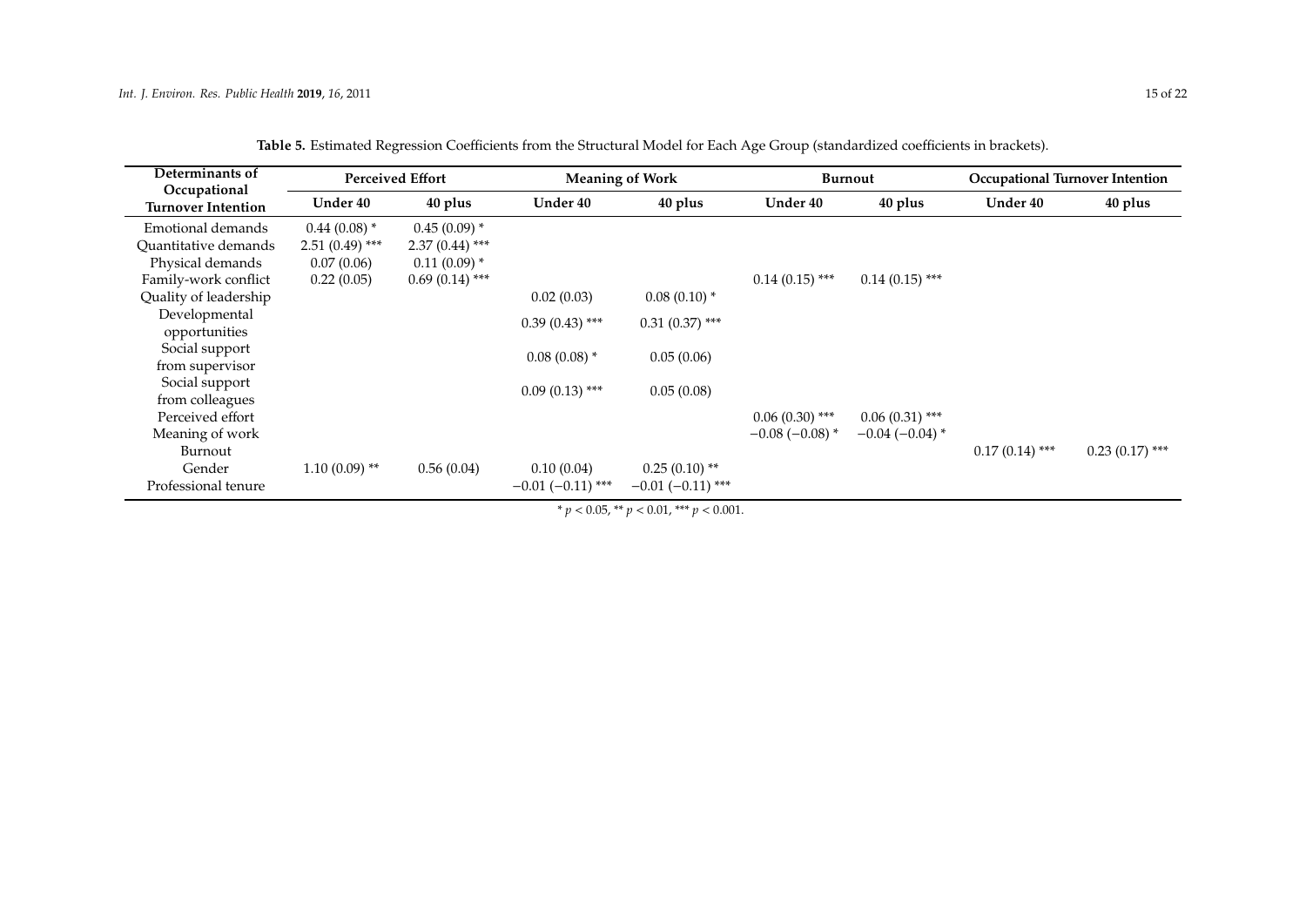**Table 5.** Estimated Regression Coefficients from the Structural Model for Each Age Group (standardized coefficients in brackets).

| Determinants of Occupational Turnover Intention | Perceived Effort | | Meaning of Work | | Burnout | | Occupational Turnover Intention | |
|---|---|---|---|---|---|---|---|---|
| | Under 40 | 40 plus | Under 40 | 40 plus | Under 40 | 40 plus | Under 40 | 40 plus |
| Emotional demands | 0.44 (0.08) * | 0.45 (0.09) * | | | | | | |
| Quantitative demands | 2.51 (0.49) *** | 2.37 (0.44) *** | | | | | | |
| Physical demands | 0.07 (0.06) | 0.11 (0.09) * | | | | | | |
| Family-work conflict | 0.22 (0.05) | 0.69 (0.14) *** | | | 0.14 (0.15) *** | 0.14 (0.15) *** | | |
| Quality of leadership | | | 0.02 (0.03) | 0.08 (0.10) * | | | | |
| Developmental opportunities | | | 0.39 (0.43) *** | 0.31 (0.37) *** | | | | |
| Social support from supervisor | | | 0.08 (0.08) * | 0.05 (0.06) | | | | |
| Social support from colleagues | | | 0.09 (0.13) *** | 0.05 (0.08) | | | | |
| Perceived effort | | | | | 0.06 (0.30) *** | 0.06 (0.31) *** | | |
| Meaning of work | | | | | −0.08 (−0.08) * | −0.04 (−0.04) * | | |
| Burnout | | | | | | | 0.17 (0.14) *** | 0.23 (0.17) *** |
| Gender | 1.10 (0.09) ** | 0.56 (0.04) | 0.10 (0.04) | 0.25 (0.10) ** | | | | |
| Professional tenure | | | −0.01 (−0.11) *** | −0.01 (−0.11) *** | | | | |

* $p < 0.05$, ** $p < 0.01$, *** $p < 0.001$.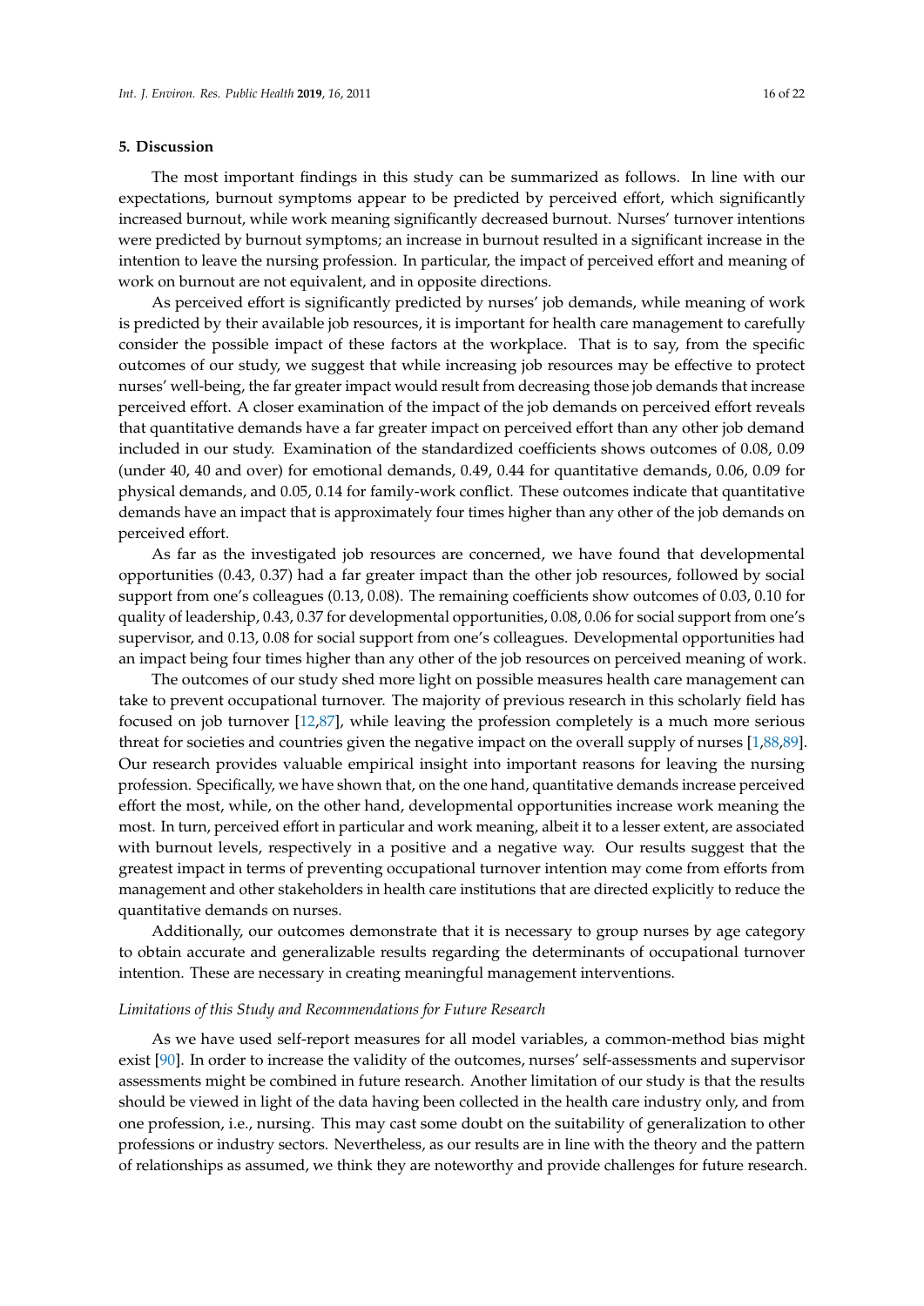## 5. Discussion

The most important findings in this study can be summarized as follows. In line with our expectations, burnout symptoms appear to be predicted by perceived effort, which significantly increased burnout, while work meaning significantly decreased burnout. Nurses' turnover intentions were predicted by burnout symptoms; an increase in burnout resulted in a significant increase in the intention to leave the nursing profession. In particular, the impact of perceived effort and meaning of work on burnout are not equivalent, and in opposite directions.

As perceived effort is significantly predicted by nurses' job demands, while meaning of work is predicted by their available job resources, it is important for health care management to carefully consider the possible impact of these factors at the workplace. That is to say, from the specific outcomes of our study, we suggest that while increasing job resources may be effective to protect nurses' well-being, the far greater impact would result from decreasing those job demands that increase perceived effort. A closer examination of the impact of the job demands on perceived effort reveals that quantitative demands have a far greater impact on perceived effort than any other job demand included in our study. Examination of the standardized coefficients shows outcomes of 0.08, 0.09 (under 40, 40 and over) for emotional demands, 0.49, 0.44 for quantitative demands, 0.06, 0.09 for physical demands, and 0.05, 0.14 for family-work conflict. These outcomes indicate that quantitative demands have an impact that is approximately four times higher than any other of the job demands on perceived effort.

As far as the investigated job resources are concerned, we have found that developmental opportunities (0.43, 0.37) had a far greater impact than the other job resources, followed by social support from one's colleagues (0.13, 0.08). The remaining coefficients show outcomes of 0.03, 0.10 for quality of leadership, 0.43, 0.37 for developmental opportunities, 0.08, 0.06 for social support from one's supervisor, and 0.13, 0.08 for social support from one's colleagues. Developmental opportunities had an impact being four times higher than any other of the job resources on perceived meaning of work.

The outcomes of our study shed more light on possible measures health care management can take to prevent occupational turnover. The majority of previous research in this scholarly field has focused on job turnover [12,87], while leaving the profession completely is a much more serious threat for societies and countries given the negative impact on the overall supply of nurses [1,88,89]. Our research provides valuable empirical insight into important reasons for leaving the nursing profession. Specifically, we have shown that, on the one hand, quantitative demands increase perceived effort the most, while, on the other hand, developmental opportunities increase work meaning the most. In turn, perceived effort in particular and work meaning, albeit it to a lesser extent, are associated with burnout levels, respectively in a positive and a negative way. Our results suggest that the greatest impact in terms of preventing occupational turnover intention may come from efforts from management and other stakeholders in health care institutions that are directed explicitly to reduce the quantitative demands on nurses.

Additionally, our outcomes demonstrate that it is necessary to group nurses by age category to obtain accurate and generalizable results regarding the determinants of occupational turnover intention. These are necessary in creating meaningful management interventions.

### *Limitations of this Study and Recommendations for Future Research*

As we have used self-report measures for all model variables, a common-method bias might exist [90]. In order to increase the validity of the outcomes, nurses' self-assessments and supervisor assessments might be combined in future research. Another limitation of our study is that the results should be viewed in light of the data having been collected in the health care industry only, and from one profession, i.e., nursing. This may cast some doubt on the suitability of generalization to other professions or industry sectors. Nevertheless, as our results are in line with the theory and the pattern of relationships as assumed, we think they are noteworthy and provide challenges for future research.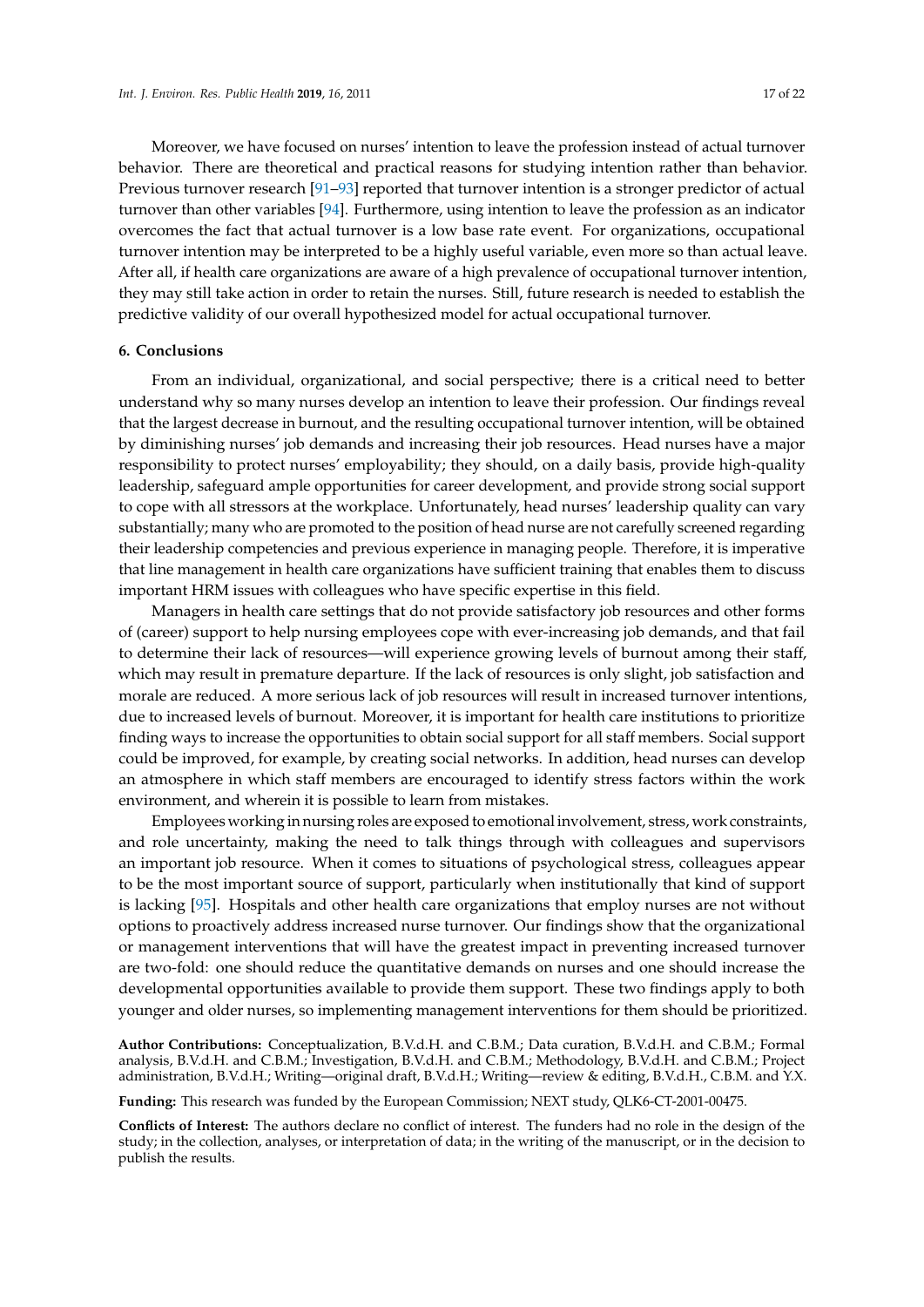Moreover, we have focused on nurses' intention to leave the profession instead of actual turnover behavior. There are theoretical and practical reasons for studying intention rather than behavior. Previous turnover research [91–93] reported that turnover intention is a stronger predictor of actual turnover than other variables [94]. Furthermore, using intention to leave the profession as an indicator overcomes the fact that actual turnover is a low base rate event. For organizations, occupational turnover intention may be interpreted to be a highly useful variable, even more so than actual leave. After all, if health care organizations are aware of a high prevalence of occupational turnover intention, they may still take action in order to retain the nurses. Still, future research is needed to establish the predictive validity of our overall hypothesized model for actual occupational turnover.

## 6. Conclusions

From an individual, organizational, and social perspective; there is a critical need to better understand why so many nurses develop an intention to leave their profession. Our findings reveal that the largest decrease in burnout, and the resulting occupational turnover intention, will be obtained by diminishing nurses' job demands and increasing their job resources. Head nurses have a major responsibility to protect nurses' employability; they should, on a daily basis, provide high-quality leadership, safeguard ample opportunities for career development, and provide strong social support to cope with all stressors at the workplace. Unfortunately, head nurses' leadership quality can vary substantially; many who are promoted to the position of head nurse are not carefully screened regarding their leadership competencies and previous experience in managing people. Therefore, it is imperative that line management in health care organizations have sufficient training that enables them to discuss important HRM issues with colleagues who have specific expertise in this field.

Managers in health care settings that do not provide satisfactory job resources and other forms of (career) support to help nursing employees cope with ever-increasing job demands, and that fail to determine their lack of resources—will experience growing levels of burnout among their staff, which may result in premature departure. If the lack of resources is only slight, job satisfaction and morale are reduced. A more serious lack of job resources will result in increased turnover intentions, due to increased levels of burnout. Moreover, it is important for health care institutions to prioritize finding ways to increase the opportunities to obtain social support for all staff members. Social support could be improved, for example, by creating social networks. In addition, head nurses can develop an atmosphere in which staff members are encouraged to identify stress factors within the work environment, and wherein it is possible to learn from mistakes.

Employees working in nursing roles are exposed to emotional involvement, stress, work constraints, and role uncertainty, making the need to talk things through with colleagues and supervisors an important job resource. When it comes to situations of psychological stress, colleagues appear to be the most important source of support, particularly when institutionally that kind of support is lacking [95]. Hospitals and other health care organizations that employ nurses are not without options to proactively address increased nurse turnover. Our findings show that the organizational or management interventions that will have the greatest impact in preventing increased turnover are two-fold: one should reduce the quantitative demands on nurses and one should increase the developmental opportunities available to provide them support. These two findings apply to both younger and older nurses, so implementing management interventions for them should be prioritized.

**Author Contributions:** Conceptualization, B.V.d.H. and C.B.M.; Data curation, B.V.d.H. and C.B.M.; Formal analysis, B.V.d.H. and C.B.M.; Investigation, B.V.d.H. and C.B.M.; Methodology, B.V.d.H. and C.B.M.; Project administration, B.V.d.H.; Writing—original draft, B.V.d.H.; Writing—review & editing, B.V.d.H., C.B.M. and Y.X.

**Funding:** This research was funded by the European Commission; NEXT study, QLK6-CT-2001-00475.

**Conflicts of Interest:** The authors declare no conflict of interest. The funders had no role in the design of the study; in the collection, analyses, or interpretation of data; in the writing of the manuscript, or in the decision to publish the results.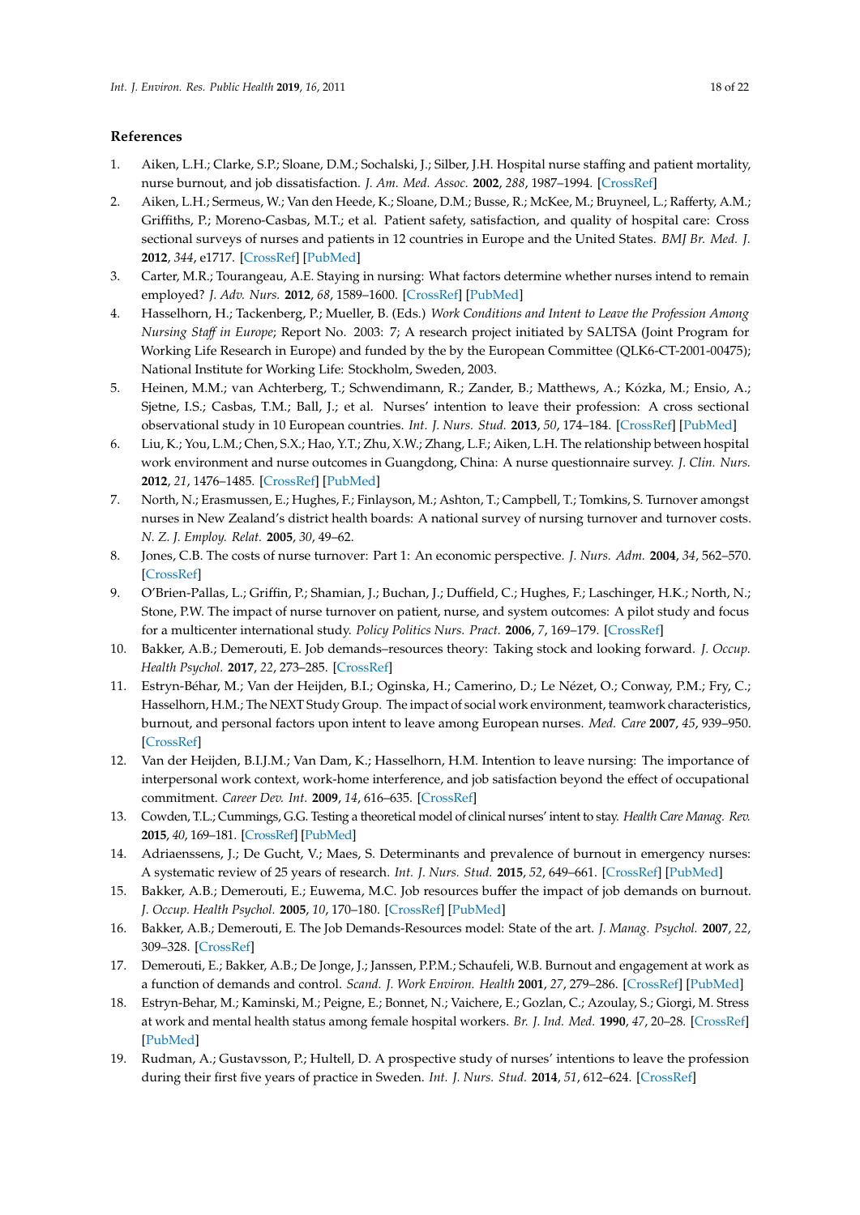## References

1. Aiken, L.H.; Clarke, S.P.; Sloane, D.M.; Sochalski, J.; Silber, J.H. Hospital nurse staffing and patient mortality, nurse burnout, and job dissatisfaction. *J. Am. Med. Assoc.* **2002**, *288*, 1987–1994. [CrossRef]
2. Aiken, L.H.; Sermeus, W.; Van den Heede, K.; Sloane, D.M.; Busse, R.; McKee, M.; Bruyneel, L.; Rafferty, A.M.; Griffiths, P.; Moreno-Casbas, M.T.; et al. Patient safety, satisfaction, and quality of hospital care: Cross sectional surveys of nurses and patients in 12 countries in Europe and the United States. *BMJ Br. Med. J.* **2012**, *344*, e1717. [CrossRef] [PubMed]
3. Carter, M.R.; Tourangeau, A.E. Staying in nursing: What factors determine whether nurses intend to remain employed? *J. Adv. Nurs.* **2012**, *68*, 1589–1600. [CrossRef] [PubMed]
4. Hasselhorn, H.; Tackenberg, P.; Mueller, B. (Eds.) *Work Conditions and Intent to Leave the Profession Among Nursing Staff in Europe*; Report No. 2003: 7; A research project initiated by SALTSA (Joint Program for Working Life Research in Europe) and funded by the by the European Committee (QLK6-CT-2001-00475); National Institute for Working Life: Stockholm, Sweden, 2003.
5. Heinen, M.M.; van Achterberg, T.; Schwendimann, R.; Zander, B.; Matthews, A.; Kózka, M.; Ensio, A.; Sjetne, I.S.; Casbas, T.M.; Ball, J.; et al. Nurses' intention to leave their profession: A cross sectional observational study in 10 European countries. *Int. J. Nurs. Stud.* **2013**, *50*, 174–184. [CrossRef] [PubMed]
6. Liu, K.; You, L.M.; Chen, S.X.; Hao, Y.T.; Zhu, X.W.; Zhang, L.F.; Aiken, L.H. The relationship between hospital work environment and nurse outcomes in Guangdong, China: A nurse questionnaire survey. *J. Clin. Nurs.* **2012**, *21*, 1476–1485. [CrossRef] [PubMed]
7. North, N.; Erasmussen, E.; Hughes, F.; Finlayson, M.; Ashton, T.; Campbell, T.; Tomkins, S. Turnover amongst nurses in New Zealand's district health boards: A national survey of nursing turnover and turnover costs. *N. Z. J. Employ. Relat.* **2005**, *30*, 49–62.
8. Jones, C.B. The costs of nurse turnover: Part 1: An economic perspective. *J. Nurs. Adm.* **2004**, *34*, 562–570. [CrossRef]
9. O'Brien-Pallas, L.; Griffin, P.; Shamian, J.; Buchan, J.; Duffield, C.; Hughes, F.; Laschinger, H.K.; North, N.; Stone, P.W. The impact of nurse turnover on patient, nurse, and system outcomes: A pilot study and focus for a multicenter international study. *Policy Politics Nurs. Pract.* **2006**, *7*, 169–179. [CrossRef]
10. Bakker, A.B.; Demerouti, E. Job demands–resources theory: Taking stock and looking forward. *J. Occup. Health Psychol.* **2017**, *22*, 273–285. [CrossRef]
11. Estryn-Béhar, M.; Van der Heijden, B.I.; Oginska, H.; Camerino, D.; Le Nézet, O.; Conway, P.M.; Fry, C.; Hasselhorn, H.M.; The NEXT Study Group. The impact of social work environment, teamwork characteristics, burnout, and personal factors upon intent to leave among European nurses. *Med. Care* **2007**, *45*, 939–950. [CrossRef]
12. Van der Heijden, B.I.J.M.; Van Dam, K.; Hasselhorn, H.M. Intention to leave nursing: The importance of interpersonal work context, work-home interference, and job satisfaction beyond the effect of occupational commitment. *Career Dev. Int.* **2009**, *14*, 616–635. [CrossRef]
13. Cowden, T.L.; Cummings, G.G. Testing a theoretical model of clinical nurses' intent to stay. *Health Care Manag. Rev.* **2015**, *40*, 169–181. [CrossRef] [PubMed]
14. Adriaenssens, J.; De Gucht, V.; Maes, S. Determinants and prevalence of burnout in emergency nurses: A systematic review of 25 years of research. *Int. J. Nurs. Stud.* **2015**, *52*, 649–661. [CrossRef] [PubMed]
15. Bakker, A.B.; Demerouti, E.; Euwema, M.C. Job resources buffer the impact of job demands on burnout. *J. Occup. Health Psychol.* **2005**, *10*, 170–180. [CrossRef] [PubMed]
16. Bakker, A.B.; Demerouti, E. The Job Demands-Resources model: State of the art. *J. Manag. Psychol.* **2007**, *22*, 309–328. [CrossRef]
17. Demerouti, E.; Bakker, A.B.; De Jonge, J.; Janssen, P.P.M.; Schaufeli, W.B. Burnout and engagement at work as a function of demands and control. *Scand. J. Work Environ. Health* **2001**, *27*, 279–286. [CrossRef] [PubMed]
18. Estryn-Behar, M.; Kaminski, M.; Peigne, E.; Bonnet, N.; Vaichere, E.; Gozlan, C.; Azoulay, S.; Giorgi, M. Stress at work and mental health status among female hospital workers. *Br. J. Ind. Med.* **1990**, *47*, 20–28. [CrossRef] [PubMed]
19. Rudman, A.; Gustavsson, P.; Hultell, D. A prospective study of nurses' intentions to leave the profession during their first five years of practice in Sweden. *Int. J. Nurs. Stud.* **2014**, *51*, 612–624. [CrossRef]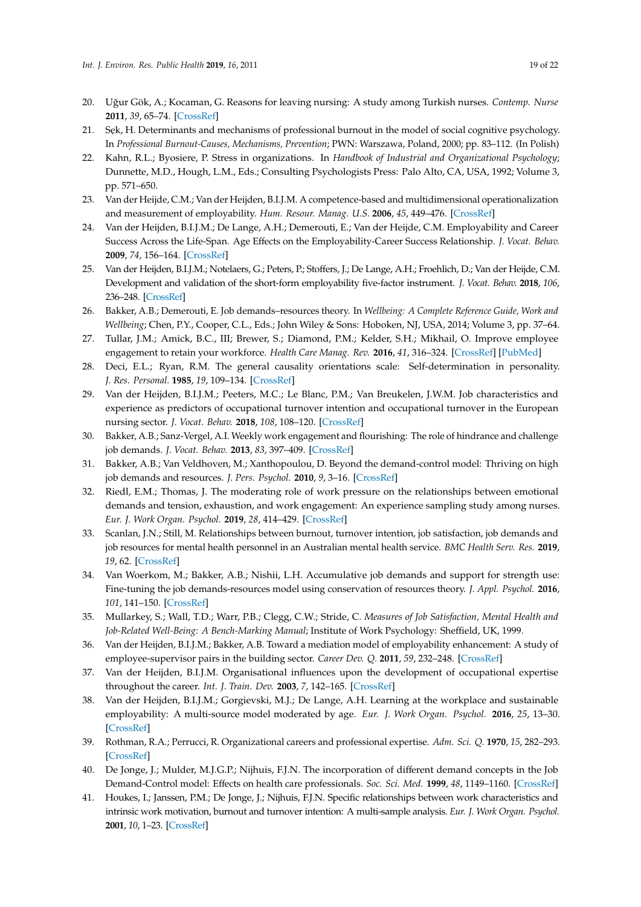20. Uğur Gök, A.; Kocaman, G. Reasons for leaving nursing: A study among Turkish nurses. *Contemp. Nurse* **2011**, *39*, 65–74. [CrossRef]
21. Sęk, H. Determinants and mechanisms of professional burnout in the model of social cognitive psychology. In *Professional Burnout-Causes, Mechanisms, Prevention*; PWN: Warszawa, Poland, 2000; pp. 83–112. (In Polish)
22. Kahn, R.L.; Byosiere, P. Stress in organizations. In *Handbook of Industrial and Organizational Psychology*; Dunnette, M.D., Hough, L.M., Eds.; Consulting Psychologists Press: Palo Alto, CA, USA, 1992; Volume 3, pp. 571–650.
23. Van der Heijde, C.M.; Van der Heijden, B.I.J.M. A competence-based and multidimensional operationalization and measurement of employability. *Hum. Resour. Manag. U.S.* **2006**, *45*, 449–476. [CrossRef]
24. Van der Heijden, B.I.J.M.; De Lange, A.H.; Demerouti, E.; Van der Heijde, C.M. Employability and Career Success Across the Life-Span. Age Effects on the Employability-Career Success Relationship. *J. Vocat. Behav.* **2009**, *74*, 156–164. [CrossRef]
25. Van der Heijden, B.I.J.M.; Notelaers, G.; Peters, P.; Stoffers, J.; De Lange, A.H.; Froehlich, D.; Van der Heijde, C.M. Development and validation of the short-form employability five-factor instrument. *J. Vocat. Behav.* **2018**, *106*, 236–248. [CrossRef]
26. Bakker, A.B.; Demerouti, E. Job demands–resources theory. In *Wellbeing: A Complete Reference Guide, Work and Wellbeing*; Chen, P.Y., Cooper, C.L., Eds.; John Wiley & Sons: Hoboken, NJ, USA, 2014; Volume 3, pp. 37–64.
27. Tullar, J.M.; Amick, B.C., III; Brewer, S.; Diamond, P.M.; Kelder, S.H.; Mikhail, O. Improve employee engagement to retain your workforce. *Health Care Manag. Rev.* **2016**, *41*, 316–324. [CrossRef] [PubMed]
28. Deci, E.L.; Ryan, R.M. The general causality orientations scale: Self-determination in personality. *J. Res. Personal.* **1985**, *19*, 109–134. [CrossRef]
29. Van der Heijden, B.I.J.M.; Peeters, M.C.; Le Blanc, P.M.; Van Breukelen, J.W.M. Job characteristics and experience as predictors of occupational turnover intention and occupational turnover in the European nursing sector. *J. Vocat. Behav.* **2018**, *108*, 108–120. [CrossRef]
30. Bakker, A.B.; Sanz-Vergel, A.I. Weekly work engagement and flourishing: The role of hindrance and challenge job demands. *J. Vocat. Behav.* **2013**, *83*, 397–409. [CrossRef]
31. Bakker, A.B.; Van Veldhoven, M.; Xanthopoulou, D. Beyond the demand-control model: Thriving on high job demands and resources. *J. Pers. Psychol.* **2010**, *9*, 3–16. [CrossRef]
32. Riedl, E.M.; Thomas, J. The moderating role of work pressure on the relationships between emotional demands and tension, exhaustion, and work engagement: An experience sampling study among nurses. *Eur. J. Work Organ. Psychol.* **2019**, *28*, 414–429. [CrossRef]
33. Scanlan, J.N.; Still, M. Relationships between burnout, turnover intention, job satisfaction, job demands and job resources for mental health personnel in an Australian mental health service. *BMC Health Serv. Res.* **2019**, *19*, 62. [CrossRef]
34. Van Woerkom, M.; Bakker, A.B.; Nishii, L.H. Accumulative job demands and support for strength use: Fine-tuning the job demands-resources model using conservation of resources theory. *J. Appl. Psychol.* **2016**, *101*, 141–150. [CrossRef]
35. Mullarkey, S.; Wall, T.D.; Warr, P.B.; Clegg, C.W.; Stride, C. *Measures of Job Satisfaction, Mental Health and Job-Related Well-Being: A Bench-Marking Manual*; Institute of Work Psychology: Sheffield, UK, 1999.
36. Van der Heijden, B.I.J.M.; Bakker, A.B. Toward a mediation model of employability enhancement: A study of employee-supervisor pairs in the building sector. *Career Dev. Q.* **2011**, *59*, 232–248. [CrossRef]
37. Van der Heijden, B.I.J.M. Organisational influences upon the development of occupational expertise throughout the career. *Int. J. Train. Dev.* **2003**, *7*, 142–165. [CrossRef]
38. Van der Heijden, B.I.J.M.; Gorgievski, M.J.; De Lange, A.H. Learning at the workplace and sustainable employability: A multi-source model moderated by age. *Eur. J. Work Organ. Psychol.* **2016**, *25*, 13–30. [CrossRef]
39. Rothman, R.A.; Perrucci, R. Organizational careers and professional expertise. *Adm. Sci. Q.* **1970**, *15*, 282–293. [CrossRef]
40. De Jonge, J.; Mulder, M.J.G.P.; Nijhuis, F.J.N. The incorporation of different demand concepts in the Job Demand-Control model: Effects on health care professionals. *Soc. Sci. Med.* **1999**, *48*, 1149–1160. [CrossRef]
41. Houkes, I.; Janssen, P.M.; De Jonge, J.; Nijhuis, F.J.N. Specific relationships between work characteristics and intrinsic work motivation, burnout and turnover intention: A multi-sample analysis. *Eur. J. Work Organ. Psychol.* **2001**, *10*, 1–23. [CrossRef]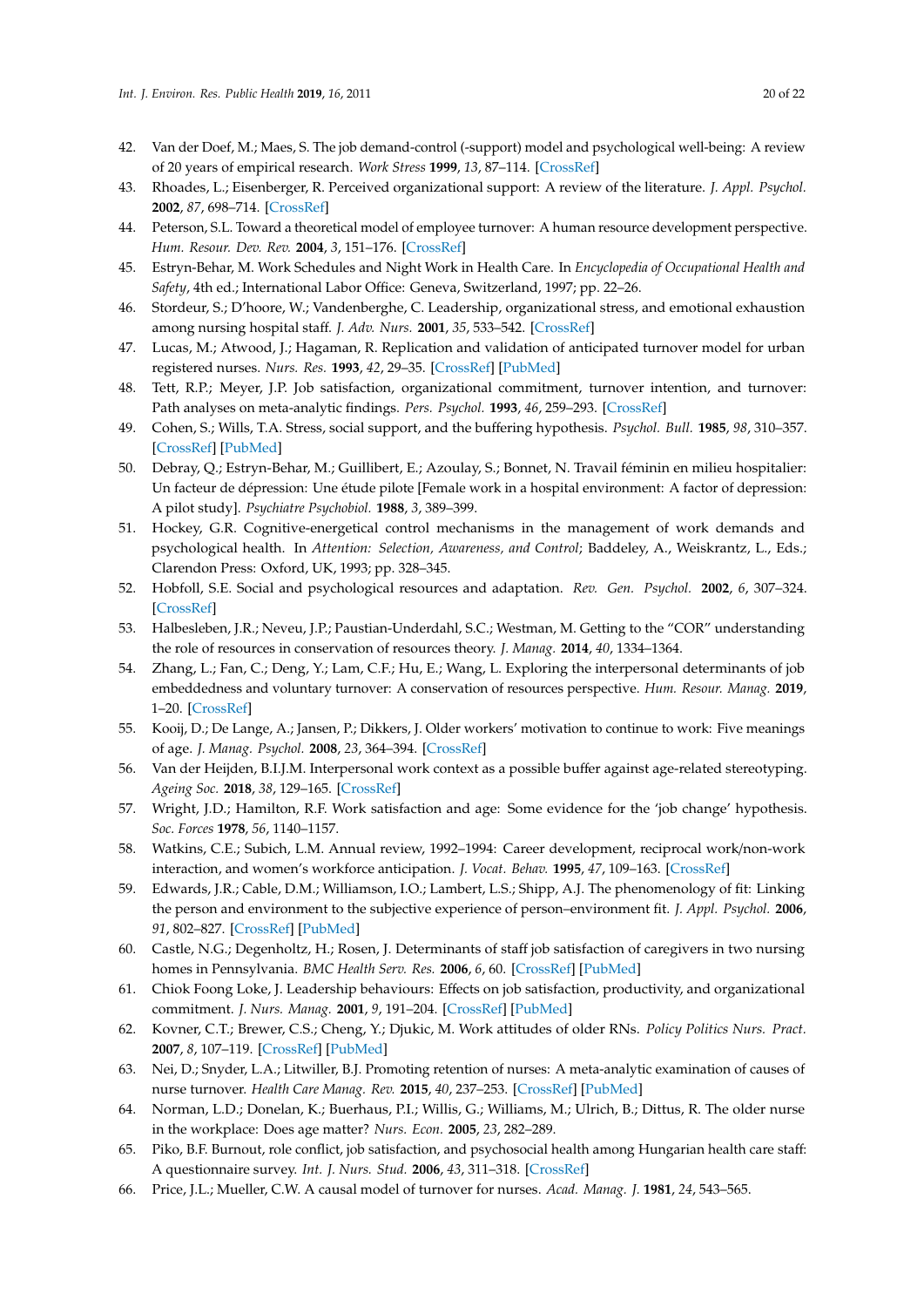42. Van der Doef, M.; Maes, S. The job demand-control (-support) model and psychological well-being: A review of 20 years of empirical research. *Work Stress* **1999**, *13*, 87–114. [CrossRef]
43. Rhoades, L.; Eisenberger, R. Perceived organizational support: A review of the literature. *J. Appl. Psychol.* **2002**, *87*, 698–714. [CrossRef]
44. Peterson, S.L. Toward a theoretical model of employee turnover: A human resource development perspective. *Hum. Resour. Dev. Rev.* **2004**, *3*, 151–176. [CrossRef]
45. Estryn-Behar, M. Work Schedules and Night Work in Health Care. In *Encyclopedia of Occupational Health and Safety*, 4th ed.; International Labor Office: Geneva, Switzerland, 1997; pp. 22–26.
46. Stordeur, S.; D'hoore, W.; Vandenberghe, C. Leadership, organizational stress, and emotional exhaustion among nursing hospital staff. *J. Adv. Nurs.* **2001**, *35*, 533–542. [CrossRef]
47. Lucas, M.; Atwood, J.; Hagaman, R. Replication and validation of anticipated turnover model for urban registered nurses. *Nurs. Res.* **1993**, *42*, 29–35. [CrossRef] [PubMed]
48. Tett, R.P.; Meyer, J.P. Job satisfaction, organizational commitment, turnover intention, and turnover: Path analyses on meta-analytic findings. *Pers. Psychol.* **1993**, *46*, 259–293. [CrossRef]
49. Cohen, S.; Wills, T.A. Stress, social support, and the buffering hypothesis. *Psychol. Bull.* **1985**, *98*, 310–357. [CrossRef] [PubMed]
50. Debray, Q.; Estryn-Behar, M.; Guillibert, E.; Azoulay, S.; Bonnet, N. Travail féminin en milieu hospitalier: Un facteur de dépression: Une étude pilote [Female work in a hospital environment: A factor of depression: A pilot study]. *Psychiatre Psychobiol.* **1988**, *3*, 389–399.
51. Hockey, G.R. Cognitive-energetical control mechanisms in the management of work demands and psychological health. In *Attention: Selection, Awareness, and Control*; Baddeley, A., Weiskrantz, L., Eds.; Clarendon Press: Oxford, UK, 1993; pp. 328–345.
52. Hobfoll, S.E. Social and psychological resources and adaptation. *Rev. Gen. Psychol.* **2002**, *6*, 307–324. [CrossRef]
53. Halbesleben, J.R.; Neveu, J.P.; Paustian-Underdahl, S.C.; Westman, M. Getting to the "COR" understanding the role of resources in conservation of resources theory. *J. Manag.* **2014**, *40*, 1334–1364.
54. Zhang, L.; Fan, C.; Deng, Y.; Lam, C.F.; Hu, E.; Wang, L. Exploring the interpersonal determinants of job embeddedness and voluntary turnover: A conservation of resources perspective. *Hum. Resour. Manag.* **2019**, 1–20. [CrossRef]
55. Kooij, D.; De Lange, A.; Jansen, P.; Dikkers, J. Older workers' motivation to continue to work: Five meanings of age. *J. Manag. Psychol.* **2008**, *23*, 364–394. [CrossRef]
56. Van der Heijden, B.I.J.M. Interpersonal work context as a possible buffer against age-related stereotyping. *Ageing Soc.* **2018**, *38*, 129–165. [CrossRef]
57. Wright, J.D.; Hamilton, R.F. Work satisfaction and age: Some evidence for the 'job change' hypothesis. *Soc. Forces* **1978**, *56*, 1140–1157.
58. Watkins, C.E.; Subich, L.M. Annual review, 1992–1994: Career development, reciprocal work/non-work interaction, and women's workforce anticipation. *J. Vocat. Behav.* **1995**, *47*, 109–163. [CrossRef]
59. Edwards, J.R.; Cable, D.M.; Williamson, I.O.; Lambert, L.S.; Shipp, A.J. The phenomenology of fit: Linking the person and environment to the subjective experience of person–environment fit. *J. Appl. Psychol.* **2006**, *91*, 802–827. [CrossRef] [PubMed]
60. Castle, N.G.; Degenholtz, H.; Rosen, J. Determinants of staff job satisfaction of caregivers in two nursing homes in Pennsylvania. *BMC Health Serv. Res.* **2006**, *6*, 60. [CrossRef] [PubMed]
61. Chiok Foong Loke, J. Leadership behaviours: Effects on job satisfaction, productivity, and organizational commitment. *J. Nurs. Manag.* **2001**, *9*, 191–204. [CrossRef] [PubMed]
62. Kovner, C.T.; Brewer, C.S.; Cheng, Y.; Djukic, M. Work attitudes of older RNs. *Policy Politics Nurs. Pract.* **2007**, *8*, 107–119. [CrossRef] [PubMed]
63. Nei, D.; Snyder, L.A.; Litwiller, B.J. Promoting retention of nurses: A meta-analytic examination of causes of nurse turnover. *Health Care Manag. Rev.* **2015**, *40*, 237–253. [CrossRef] [PubMed]
64. Norman, L.D.; Donelan, K.; Buerhaus, P.I.; Willis, G.; Williams, M.; Ulrich, B.; Dittus, R. The older nurse in the workplace: Does age matter? *Nurs. Econ.* **2005**, *23*, 282–289.
65. Piko, B.F. Burnout, role conflict, job satisfaction, and psychosocial health among Hungarian health care staff: A questionnaire survey. *Int. J. Nurs. Stud.* **2006**, *43*, 311–318. [CrossRef]
66. Price, J.L.; Mueller, C.W. A causal model of turnover for nurses. *Acad. Manag. J.* **1981**, *24*, 543–565.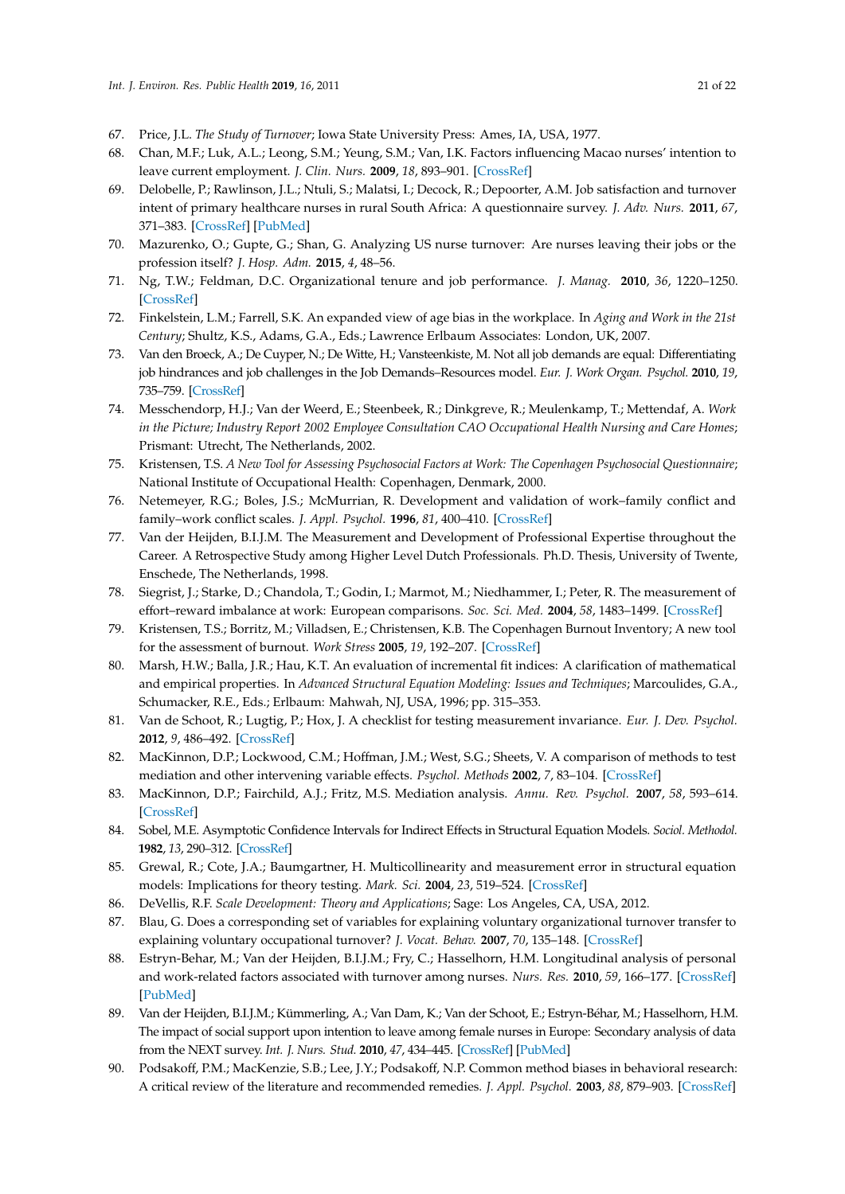67. Price, J.L. *The Study of Turnover*; Iowa State University Press: Ames, IA, USA, 1977.
68. Chan, M.F.; Luk, A.L.; Leong, S.M.; Yeung, S.M.; Van, I.K. Factors influencing Macao nurses' intention to leave current employment. *J. Clin. Nurs.* **2009**, *18*, 893–901. [CrossRef]
69. Delobelle, P.; Rawlinson, J.L.; Ntuli, S.; Malatsi, I.; Decock, R.; Depoorter, A.M. Job satisfaction and turnover intent of primary healthcare nurses in rural South Africa: A questionnaire survey. *J. Adv. Nurs.* **2011**, *67*, 371–383. [CrossRef] [PubMed]
70. Mazurenko, O.; Gupte, G.; Shan, G. Analyzing US nurse turnover: Are nurses leaving their jobs or the profession itself? *J. Hosp. Adm.* **2015**, *4*, 48–56.
71. Ng, T.W.; Feldman, D.C. Organizational tenure and job performance. *J. Manag.* **2010**, *36*, 1220–1250. [CrossRef]
72. Finkelstein, L.M.; Farrell, S.K. An expanded view of age bias in the workplace. In *Aging and Work in the 21st Century*; Shultz, K.S., Adams, G.A., Eds.; Lawrence Erlbaum Associates: London, UK, 2007.
73. Van den Broeck, A.; De Cuyper, N.; De Witte, H.; Vansteenkiste, M. Not all job demands are equal: Differentiating job hindrances and job challenges in the Job Demands–Resources model. *Eur. J. Work Organ. Psychol.* **2010**, *19*, 735–759. [CrossRef]
74. Messchendorp, H.J.; Van der Weerd, E.; Steenbeek, R.; Dinkgreve, R.; Meulenkamp, T.; Mettendaf, A. *Work in the Picture; Industry Report 2002 Employee Consultation CAO Occupational Health Nursing and Care Homes*; Prismant: Utrecht, The Netherlands, 2002.
75. Kristensen, T.S. *A New Tool for Assessing Psychosocial Factors at Work: The Copenhagen Psychosocial Questionnaire*; National Institute of Occupational Health: Copenhagen, Denmark, 2000.
76. Netemeyer, R.G.; Boles, J.S.; McMurrian, R. Development and validation of work–family conflict and family–work conflict scales. *J. Appl. Psychol.* **1996**, *81*, 400–410. [CrossRef]
77. Van der Heijden, B.I.J.M. The Measurement and Development of Professional Expertise throughout the Career. A Retrospective Study among Higher Level Dutch Professionals. Ph.D. Thesis, University of Twente, Enschede, The Netherlands, 1998.
78. Siegrist, J.; Starke, D.; Chandola, T.; Godin, I.; Marmot, M.; Niedhammer, I.; Peter, R. The measurement of effort–reward imbalance at work: European comparisons. *Soc. Sci. Med.* **2004**, *58*, 1483–1499. [CrossRef]
79. Kristensen, T.S.; Borritz, M.; Villadsen, E.; Christensen, K.B. The Copenhagen Burnout Inventory; A new tool for the assessment of burnout. *Work Stress* **2005**, *19*, 192–207. [CrossRef]
80. Marsh, H.W.; Balla, J.R.; Hau, K.T. An evaluation of incremental fit indices: A clarification of mathematical and empirical properties. In *Advanced Structural Equation Modeling: Issues and Techniques*; Marcoulides, G.A., Schumacker, R.E., Eds.; Erlbaum: Mahwah, NJ, USA, 1996; pp. 315–353.
81. Van de Schoot, R.; Lugtig, P.; Hox, J. A checklist for testing measurement invariance. *Eur. J. Dev. Psychol.* **2012**, *9*, 486–492. [CrossRef]
82. MacKinnon, D.P.; Lockwood, C.M.; Hoffman, J.M.; West, S.G.; Sheets, V. A comparison of methods to test mediation and other intervening variable effects. *Psychol. Methods* **2002**, *7*, 83–104. [CrossRef]
83. MacKinnon, D.P.; Fairchild, A.J.; Fritz, M.S. Mediation analysis. *Annu. Rev. Psychol.* **2007**, *58*, 593–614. [CrossRef]
84. Sobel, M.E. Asymptotic Confidence Intervals for Indirect Effects in Structural Equation Models. *Sociol. Methodol.* **1982**, *13*, 290–312. [CrossRef]
85. Grewal, R.; Cote, J.A.; Baumgartner, H. Multicollinearity and measurement error in structural equation models: Implications for theory testing. *Mark. Sci.* **2004**, *23*, 519–524. [CrossRef]
86. DeVellis, R.F. *Scale Development: Theory and Applications*; Sage: Los Angeles, CA, USA, 2012.
87. Blau, G. Does a corresponding set of variables for explaining voluntary organizational turnover transfer to explaining voluntary occupational turnover? *J. Vocat. Behav.* **2007**, *70*, 135–148. [CrossRef]
88. Estryn-Behar, M.; Van der Heijden, B.I.J.M.; Fry, C.; Hasselhorn, H.M. Longitudinal analysis of personal and work-related factors associated with turnover among nurses. *Nurs. Res.* **2010**, *59*, 166–177. [CrossRef] [PubMed]
89. Van der Heijden, B.I.J.M.; Kümmerling, A.; Van Dam, K.; Van der Schoot, E.; Estryn-Béhar, M.; Hasselhorn, H.M. The impact of social support upon intention to leave among female nurses in Europe: Secondary analysis of data from the NEXT survey. *Int. J. Nurs. Stud.* **2010**, *47*, 434–445. [CrossRef] [PubMed]
90. Podsakoff, P.M.; MacKenzie, S.B.; Lee, J.Y.; Podsakoff, N.P. Common method biases in behavioral research: A critical review of the literature and recommended remedies. *J. Appl. Psychol.* **2003**, *88*, 879–903. [CrossRef]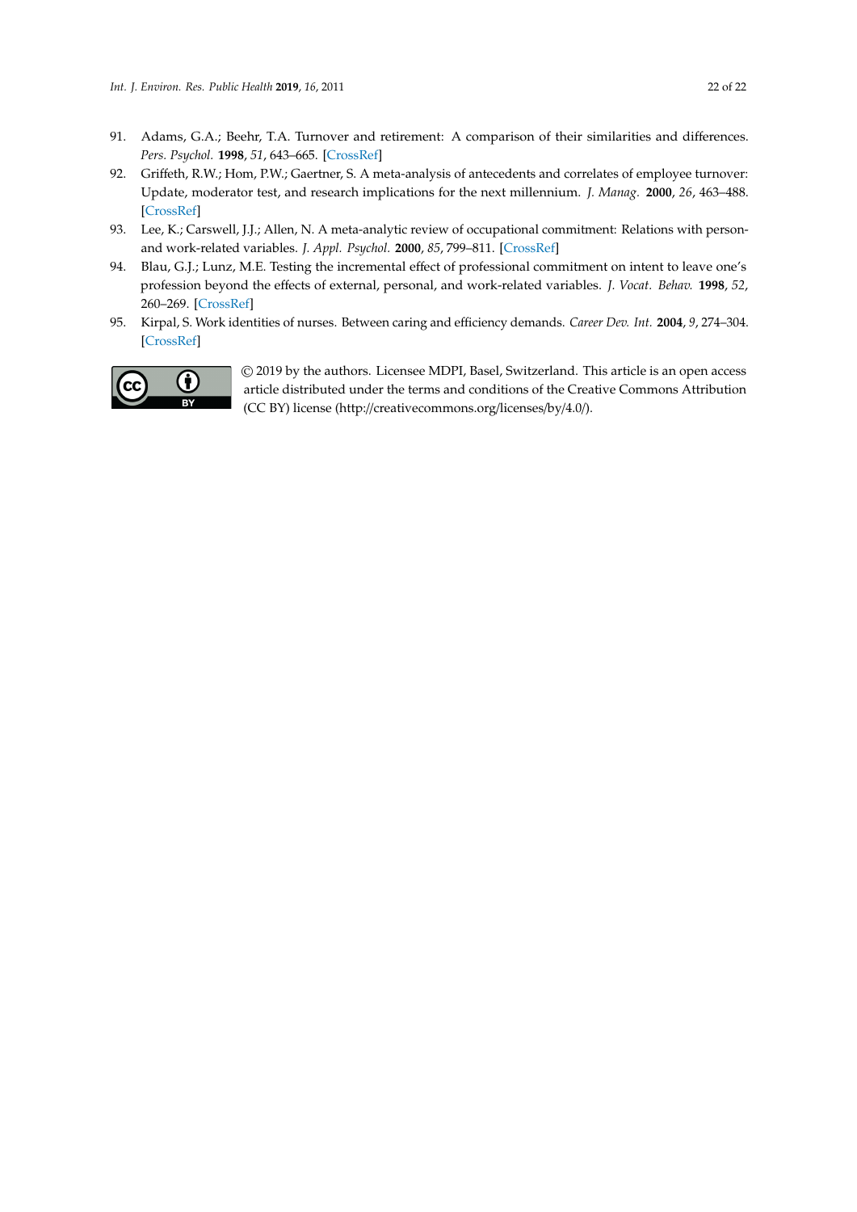91. Adams, G.A.; Beehr, T.A. Turnover and retirement: A comparison of their similarities and differences. *Pers. Psychol.* **1998**, *51*, 643–665. [CrossRef]
92. Griffeth, R.W.; Hom, P.W.; Gaertner, S. A meta-analysis of antecedents and correlates of employee turnover: Update, moderator test, and research implications for the next millennium. *J. Manag.* **2000**, *26*, 463–488. [CrossRef]
93. Lee, K.; Carswell, J.J.; Allen, N. A meta-analytic review of occupational commitment: Relations with person- and work-related variables. *J. Appl. Psychol.* **2000**, *85*, 799–811. [CrossRef]
94. Blau, G.J.; Lunz, M.E. Testing the incremental effect of professional commitment on intent to leave one's profession beyond the effects of external, personal, and work-related variables. *J. Vocat. Behav.* **1998**, *52*, 260–269. [CrossRef]
95. Kirpal, S. Work identities of nurses. Between caring and efficiency demands. *Career Dev. Int.* **2004**, *9*, 274–304. [CrossRef]

© 2019 by the authors. Licensee MDPI, Basel, Switzerland. This article is an open access article distributed under the terms and conditions of the Creative Commons Attribution (CC BY) license (http://creativecommons.org/licenses/by/4.0/).